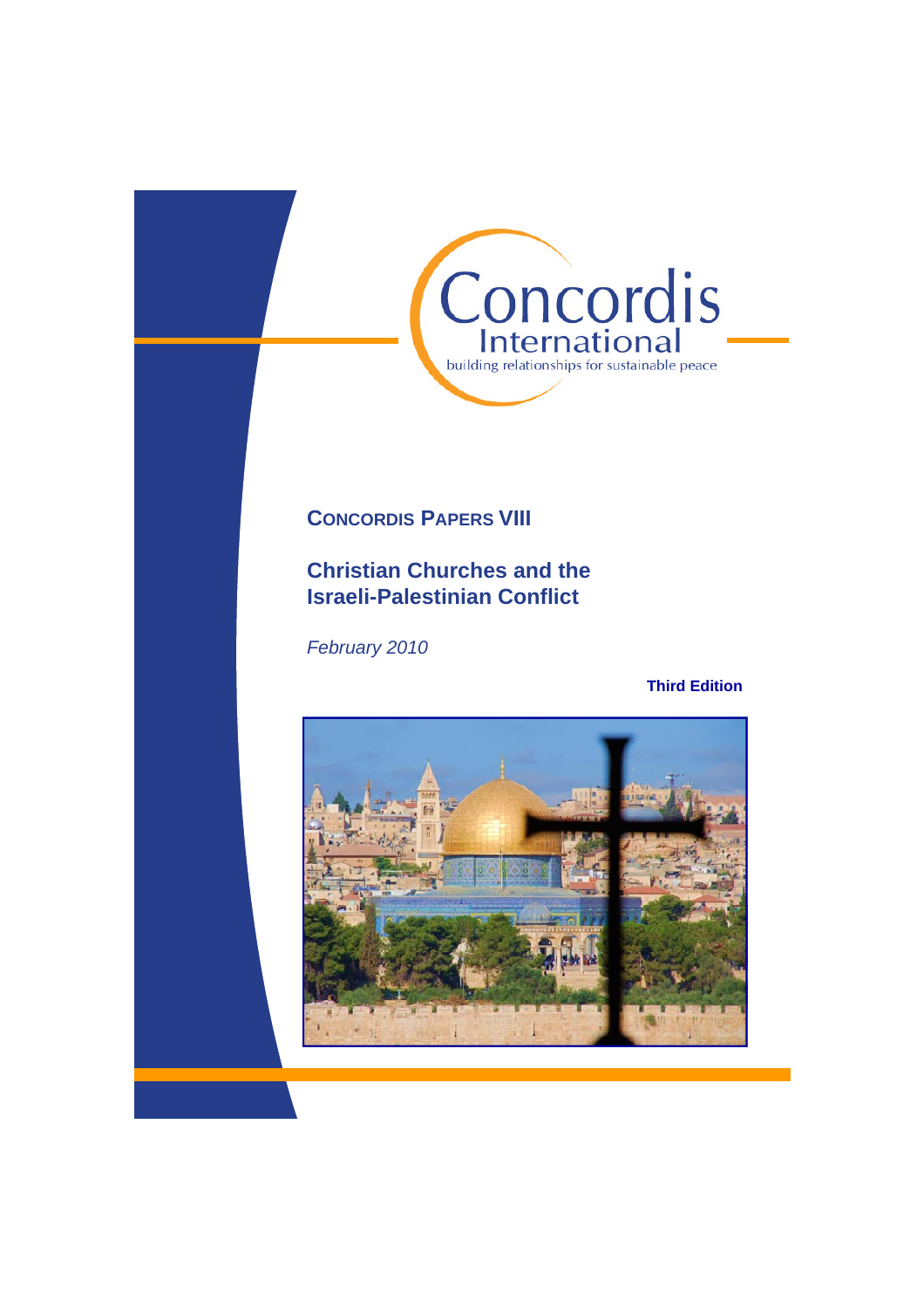Concordis International

building relationships for sustainable peace

**CONCORDIS PAPERS VIII**

# Christian Churches and the Israeli-Palestinian Conflict

*February 2010*

**Third Edition**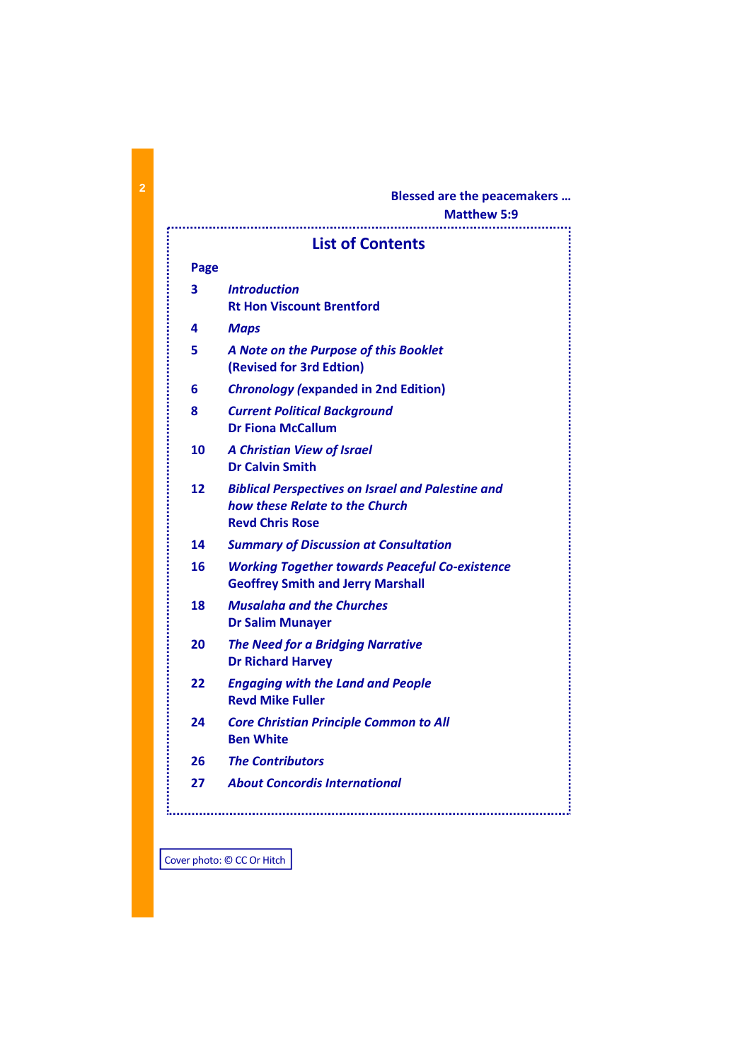**Blessed are the peacemakers …**
**Matthew 5:9**

## List of Contents

| Page | |
|---|---|
| 3 | ***Introduction*** **Rt Hon Viscount Brentford** |
| 4 | ***Maps*** |
| 5 | ***A Note on the Purpose of this Booklet*** **(Revised for 3rd Edtion)** |
| 6 | ***Chronology*** **(expanded in 2nd Edition)** |
| 8 | ***Current Political Background*** **Dr Fiona McCallum** |
| 10 | ***A Christian View of Israel*** **Dr Calvin Smith** |
| 12 | ***Biblical Perspectives on Israel and Palestine and how these Relate to the Church*** **Revd Chris Rose** |
| 14 | ***Summary of Discussion at Consultation*** |
| 16 | ***Working Together towards Peaceful Co-existence*** **Geoffrey Smith and Jerry Marshall** |
| 18 | ***Musalaha and the Churches*** **Dr Salim Munayer** |
| 20 | ***The Need for a Bridging Narrative*** **Dr Richard Harvey** |
| 22 | ***Engaging with the Land and People*** **Revd Mike Fuller** |
| 24 | ***Core Christian Principle Common to All*** **Ben White** |
| 26 | ***The Contributors*** |
| 27 | ***About Concordis International*** |

Cover photo: © CC Or Hitch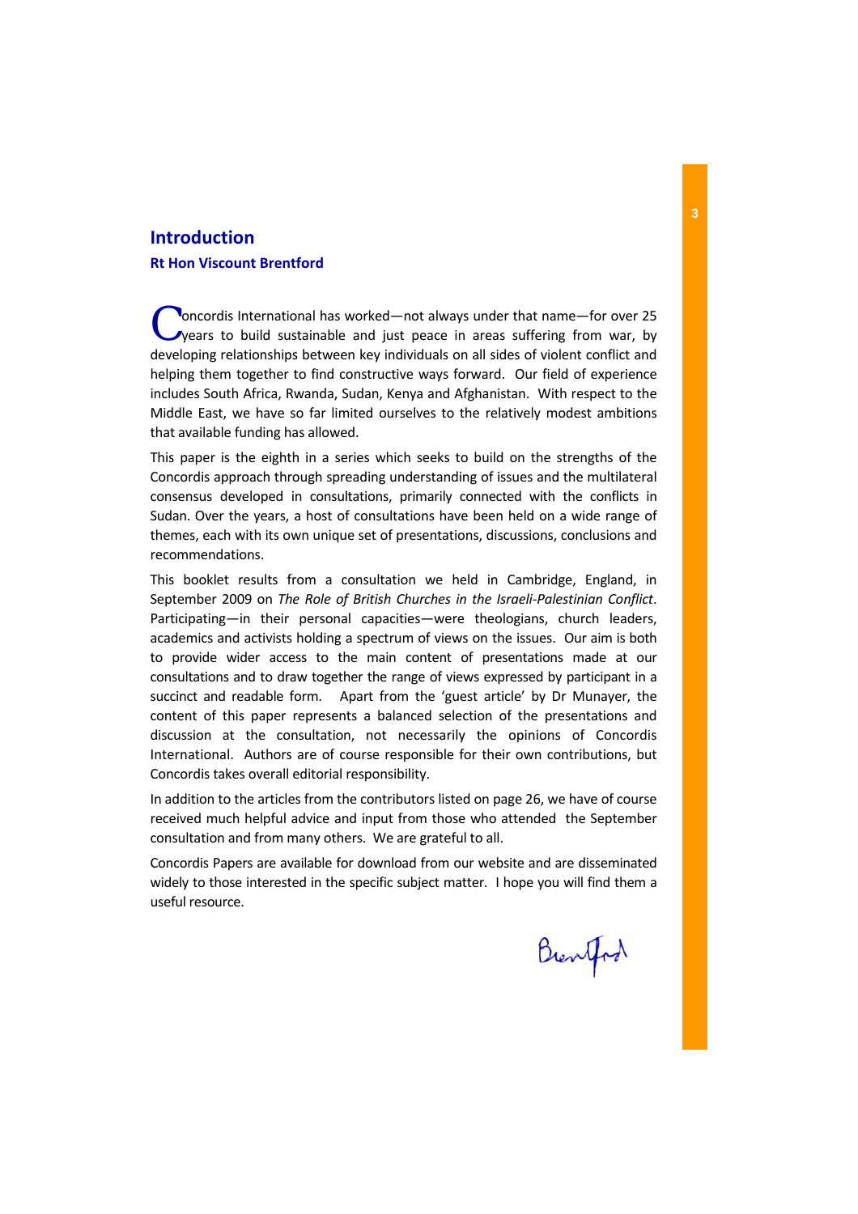## Introduction

### Rt Hon Viscount Brentford

Concordis International has worked—not always under that name—for over 25 years to build sustainable and just peace in areas suffering from war, by developing relationships between key individuals on all sides of violent conflict and helping them together to find constructive ways forward. Our field of experience includes South Africa, Rwanda, Sudan, Kenya and Afghanistan. With respect to the Middle East, we have so far limited ourselves to the relatively modest ambitions that available funding has allowed.

This paper is the eighth in a series which seeks to build on the strengths of the Concordis approach through spreading understanding of issues and the multilateral consensus developed in consultations, primarily connected with the conflicts in Sudan. Over the years, a host of consultations have been held on a wide range of themes, each with its own unique set of presentations, discussions, conclusions and recommendations.

This booklet results from a consultation we held in Cambridge, England, in September 2009 on *The Role of British Churches in the Israeli-Palestinian Conflict*. Participating—in their personal capacities—were theologians, church leaders, academics and activists holding a spectrum of views on the issues. Our aim is both to provide wider access to the main content of presentations made at our consultations and to draw together the range of views expressed by participant in a succinct and readable form. Apart from the 'guest article' by Dr Munayer, the content of this paper represents a balanced selection of the presentations and discussion at the consultation, not necessarily the opinions of Concordis International. Authors are of course responsible for their own contributions, but Concordis takes overall editorial responsibility.

In addition to the articles from the contributors listed on page 26, we have of course received much helpful advice and input from those who attended the September consultation and from many others. We are grateful to all.

Concordis Papers are available for download from our website and are disseminated widely to those interested in the specific subject matter. I hope you will find them a useful resource.

Brentford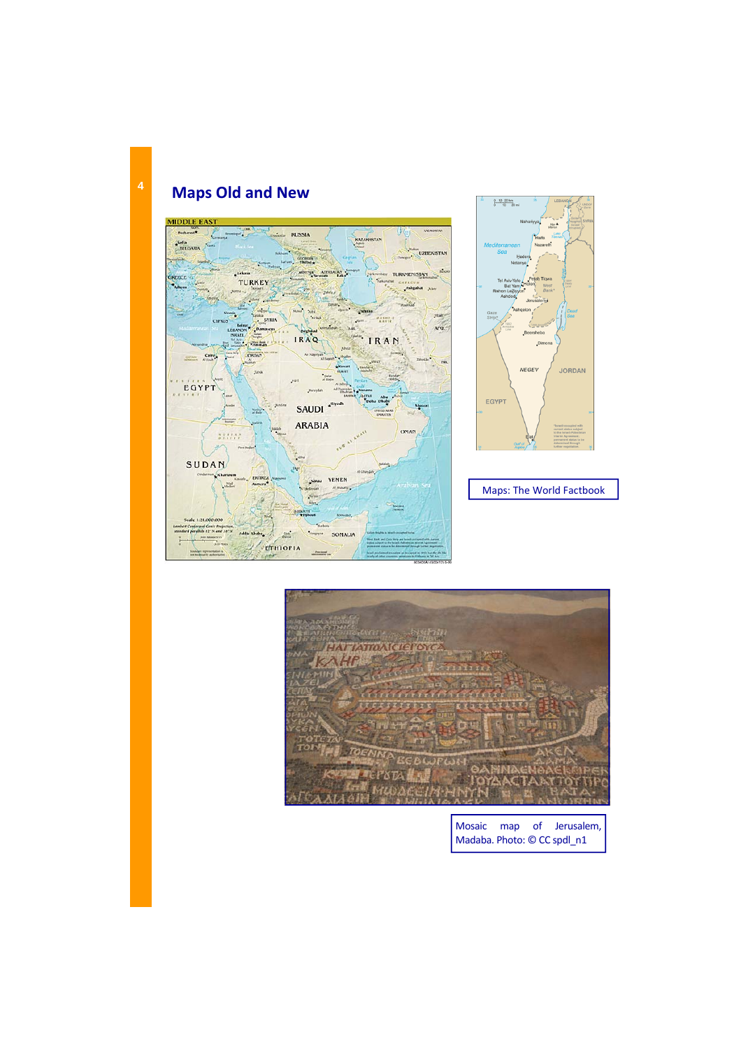## Maps Old and New

Maps: The World Factbook

Mosaic map of Jerusalem, Madaba. Photo: © CC spdl_n1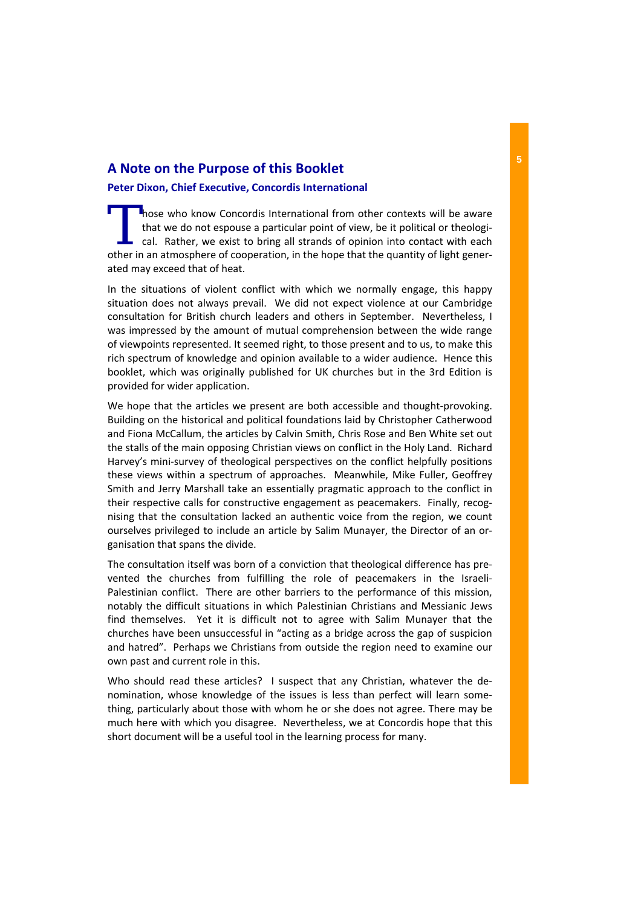## A Note on the Purpose of this Booklet

### Peter Dixon, Chief Executive, Concordis International

Those who know Concordis International from other contexts will be aware that we do not espouse a particular point of view, be it political or theological. Rather, we exist to bring all strands of opinion into contact with each other in an atmosphere of cooperation, in the hope that the quantity of light generated may exceed that of heat.

In the situations of violent conflict with which we normally engage, this happy situation does not always prevail. We did not expect violence at our Cambridge consultation for British church leaders and others in September. Nevertheless, I was impressed by the amount of mutual comprehension between the wide range of viewpoints represented. It seemed right, to those present and to us, to make this rich spectrum of knowledge and opinion available to a wider audience. Hence this booklet, which was originally published for UK churches but in the 3rd Edition is provided for wider application.

We hope that the articles we present are both accessible and thought-provoking. Building on the historical and political foundations laid by Christopher Catherwood and Fiona McCallum, the articles by Calvin Smith, Chris Rose and Ben White set out the stalls of the main opposing Christian views on conflict in the Holy Land. Richard Harvey's mini-survey of theological perspectives on the conflict helpfully positions these views within a spectrum of approaches. Meanwhile, Mike Fuller, Geoffrey Smith and Jerry Marshall take an essentially pragmatic approach to the conflict in their respective calls for constructive engagement as peacemakers. Finally, recognising that the consultation lacked an authentic voice from the region, we count ourselves privileged to include an article by Salim Munayer, the Director of an organisation that spans the divide.

The consultation itself was born of a conviction that theological difference has prevented the churches from fulfilling the role of peacemakers in the Israeli-Palestinian conflict. There are other barriers to the performance of this mission, notably the difficult situations in which Palestinian Christians and Messianic Jews find themselves. Yet it is difficult not to agree with Salim Munayer that the churches have been unsuccessful in "acting as a bridge across the gap of suspicion and hatred". Perhaps we Christians from outside the region need to examine our own past and current role in this.

Who should read these articles? I suspect that any Christian, whatever the denomination, whose knowledge of the issues is less than perfect will learn something, particularly about those with whom he or she does not agree. There may be much here with which you disagree. Nevertheless, we at Concordis hope that this short document will be a useful tool in the learning process for many.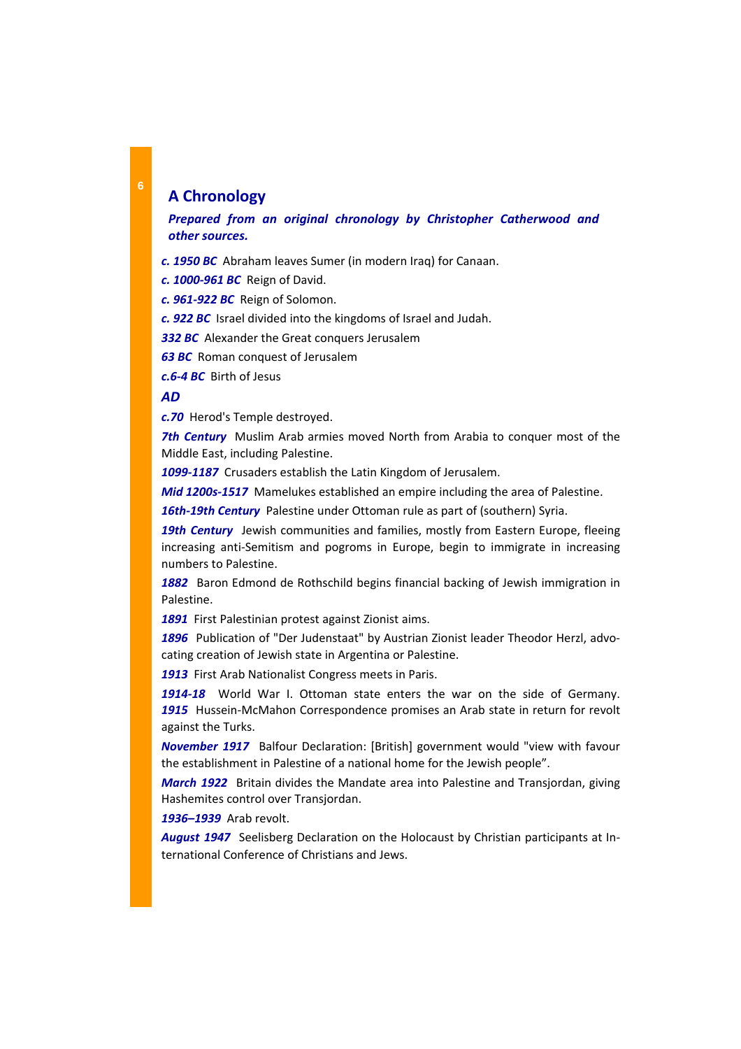## A Chronology

***Prepared from an original chronology by Christopher Catherwood and other sources.***

***c. 1950 BC*** Abraham leaves Sumer (in modern Iraq) for Canaan.

***c. 1000-961 BC*** Reign of David.

***c. 961-922 BC*** Reign of Solomon.

***c. 922 BC*** Israel divided into the kingdoms of Israel and Judah.

***332 BC*** Alexander the Great conquers Jerusalem

***63 BC*** Roman conquest of Jerusalem

***c.6-4 BC*** Birth of Jesus

***AD***

***c.70*** Herod's Temple destroyed.

***7th Century*** Muslim Arab armies moved North from Arabia to conquer most of the Middle East, including Palestine.

***1099-1187*** Crusaders establish the Latin Kingdom of Jerusalem.

***Mid 1200s-1517*** Mamelukes established an empire including the area of Palestine.

***16th-19th Century*** Palestine under Ottoman rule as part of (southern) Syria.

***19th Century*** Jewish communities and families, mostly from Eastern Europe, fleeing increasing anti-Semitism and pogroms in Europe, begin to immigrate in increasing numbers to Palestine.

***1882*** Baron Edmond de Rothschild begins financial backing of Jewish immigration in Palestine.

***1891*** First Palestinian protest against Zionist aims.

***1896*** Publication of "Der Judenstaat" by Austrian Zionist leader Theodor Herzl, advocating creation of Jewish state in Argentina or Palestine.

***1913*** First Arab Nationalist Congress meets in Paris.

***1914-18*** World War I. Ottoman state enters the war on the side of Germany.

***1915*** Hussein-McMahon Correspondence promises an Arab state in return for revolt against the Turks.

***November 1917*** Balfour Declaration: [British] government would "view with favour the establishment in Palestine of a national home for the Jewish people".

***March 1922*** Britain divides the Mandate area into Palestine and Transjordan, giving Hashemites control over Transjordan.

***1936–1939*** Arab revolt.

***August 1947*** Seelisberg Declaration on the Holocaust by Christian participants at International Conference of Christians and Jews.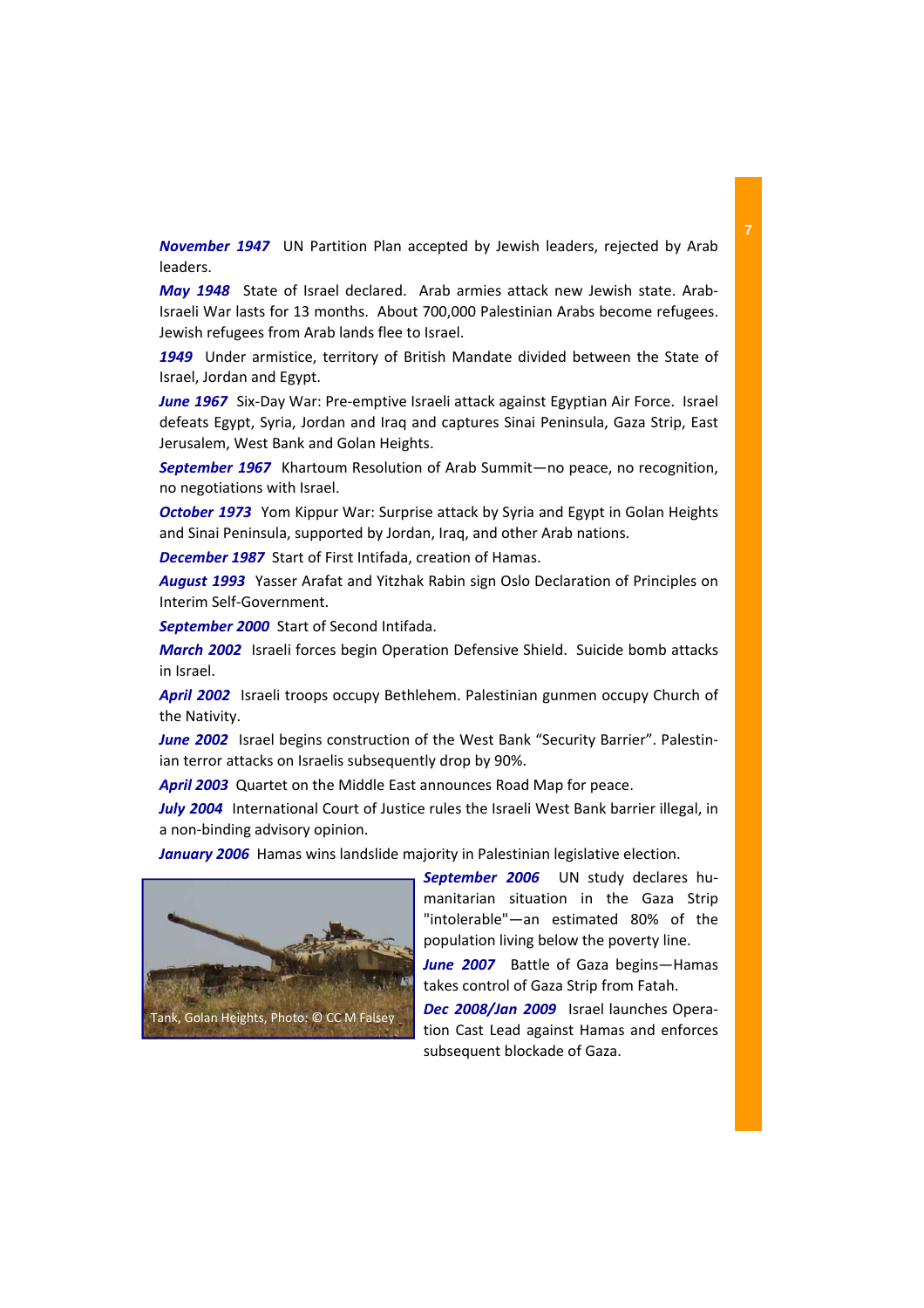***November 1947*** UN Partition Plan accepted by Jewish leaders, rejected by Arab leaders.

***May 1948*** State of Israel declared. Arab armies attack new Jewish state. Arab-Israeli War lasts for 13 months. About 700,000 Palestinian Arabs become refugees. Jewish refugees from Arab lands flee to Israel.

***1949*** Under armistice, territory of British Mandate divided between the State of Israel, Jordan and Egypt.

***June 1967*** Six-Day War: Pre-emptive Israeli attack against Egyptian Air Force. Israel defeats Egypt, Syria, Jordan and Iraq and captures Sinai Peninsula, Gaza Strip, East Jerusalem, West Bank and Golan Heights.

***September 1967*** Khartoum Resolution of Arab Summit—no peace, no recognition, no negotiations with Israel.

***October 1973*** Yom Kippur War: Surprise attack by Syria and Egypt in Golan Heights and Sinai Peninsula, supported by Jordan, Iraq, and other Arab nations.

***December 1987*** Start of First Intifada, creation of Hamas.

***August 1993*** Yasser Arafat and Yitzhak Rabin sign Oslo Declaration of Principles on Interim Self-Government.

***September 2000*** Start of Second Intifada.

***March 2002*** Israeli forces begin Operation Defensive Shield. Suicide bomb attacks in Israel.

***April 2002*** Israeli troops occupy Bethlehem. Palestinian gunmen occupy Church of the Nativity.

***June 2002*** Israel begins construction of the West Bank "Security Barrier". Palestinian terror attacks on Israelis subsequently drop by 90%.

***April 2003*** Quartet on the Middle East announces Road Map for peace.

***July 2004*** International Court of Justice rules the Israeli West Bank barrier illegal, in a non-binding advisory opinion.

***January 2006*** Hamas wins landslide majority in Palestinian legislative election.

Tank, Golan Heights, Photo: © CC M Falsey

***September 2006*** UN study declares humanitarian situation in the Gaza Strip "intolerable"—an estimated 80% of the population living below the poverty line.

***June 2007*** Battle of Gaza begins—Hamas takes control of Gaza Strip from Fatah.

***Dec 2008/Jan 2009*** Israel launches Operation Cast Lead against Hamas and enforces subsequent blockade of Gaza.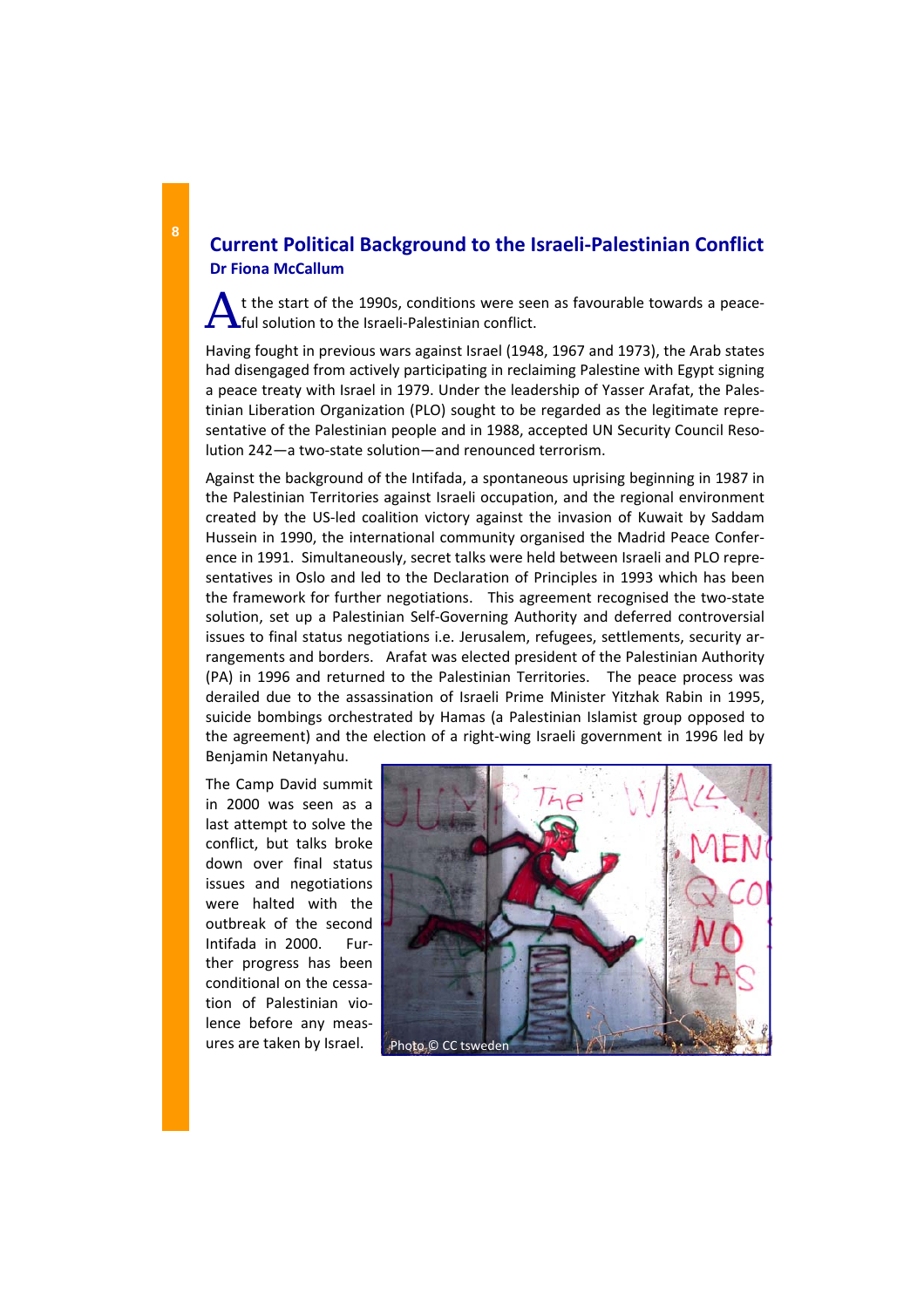## Current Political Background to the Israeli-Palestinian Conflict

**Dr Fiona McCallum**

At the start of the 1990s, conditions were seen as favourable towards a peaceful solution to the Israeli-Palestinian conflict.

Having fought in previous wars against Israel (1948, 1967 and 1973), the Arab states had disengaged from actively participating in reclaiming Palestine with Egypt signing a peace treaty with Israel in 1979. Under the leadership of Yasser Arafat, the Palestinian Liberation Organization (PLO) sought to be regarded as the legitimate representative of the Palestinian people and in 1988, accepted UN Security Council Resolution 242—a two-state solution—and renounced terrorism.

Against the background of the Intifada, a spontaneous uprising beginning in 1987 in the Palestinian Territories against Israeli occupation, and the regional environment created by the US-led coalition victory against the invasion of Kuwait by Saddam Hussein in 1990, the international community organised the Madrid Peace Conference in 1991. Simultaneously, secret talks were held between Israeli and PLO representatives in Oslo and led to the Declaration of Principles in 1993 which has been the framework for further negotiations. This agreement recognised the two-state solution, set up a Palestinian Self-Governing Authority and deferred controversial issues to final status negotiations i.e. Jerusalem, refugees, settlements, security arrangements and borders. Arafat was elected president of the Palestinian Authority (PA) in 1996 and returned to the Palestinian Territories. The peace process was derailed due to the assassination of Israeli Prime Minister Yitzhak Rabin in 1995, suicide bombings orchestrated by Hamas (a Palestinian Islamist group opposed to the agreement) and the election of a right-wing Israeli government in 1996 led by Benjamin Netanyahu.

The Camp David summit in 2000 was seen as a last attempt to solve the conflict, but talks broke down over final status issues and negotiations were halted with the outbreak of the second Intifada in 2000. Further progress has been conditional on the cessation of Palestinian violence before any measures are taken by Israel.

Photo © CC tsweden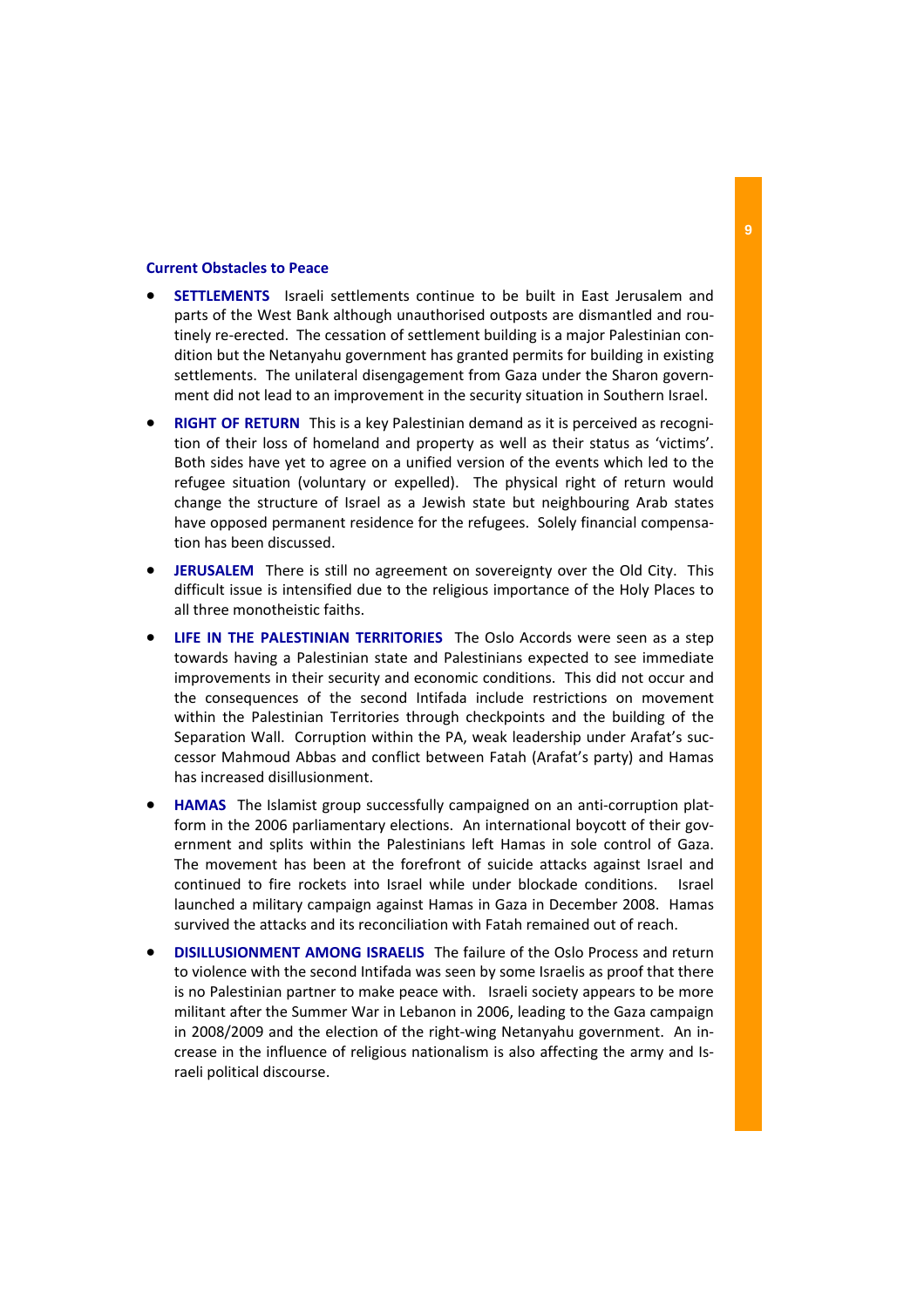## Current Obstacles to Peace

- **SETTLEMENTS** Israeli settlements continue to be built in East Jerusalem and parts of the West Bank although unauthorised outposts are dismantled and routinely re-erected. The cessation of settlement building is a major Palestinian condition but the Netanyahu government has granted permits for building in existing settlements. The unilateral disengagement from Gaza under the Sharon government did not lead to an improvement in the security situation in Southern Israel.

- **RIGHT OF RETURN** This is a key Palestinian demand as it is perceived as recognition of their loss of homeland and property as well as their status as 'victims'. Both sides have yet to agree on a unified version of the events which led to the refugee situation (voluntary or expelled). The physical right of return would change the structure of Israel as a Jewish state but neighbouring Arab states have opposed permanent residence for the refugees. Solely financial compensation has been discussed.

- **JERUSALEM** There is still no agreement on sovereignty over the Old City. This difficult issue is intensified due to the religious importance of the Holy Places to all three monotheistic faiths.

- **LIFE IN THE PALESTINIAN TERRITORIES** The Oslo Accords were seen as a step towards having a Palestinian state and Palestinians expected to see immediate improvements in their security and economic conditions. This did not occur and the consequences of the second Intifada include restrictions on movement within the Palestinian Territories through checkpoints and the building of the Separation Wall. Corruption within the PA, weak leadership under Arafat's successor Mahmoud Abbas and conflict between Fatah (Arafat's party) and Hamas has increased disillusionment.

- **HAMAS** The Islamist group successfully campaigned on an anti-corruption platform in the 2006 parliamentary elections. An international boycott of their government and splits within the Palestinians left Hamas in sole control of Gaza. The movement has been at the forefront of suicide attacks against Israel and continued to fire rockets into Israel while under blockade conditions. Israel launched a military campaign against Hamas in Gaza in December 2008. Hamas survived the attacks and its reconciliation with Fatah remained out of reach.

- **DISILLUSIONMENT AMONG ISRAELIS** The failure of the Oslo Process and return to violence with the second Intifada was seen by some Israelis as proof that there is no Palestinian partner to make peace with. Israeli society appears to be more militant after the Summer War in Lebanon in 2006, leading to the Gaza campaign in 2008/2009 and the election of the right-wing Netanyahu government. An increase in the influence of religious nationalism is also affecting the army and Israeli political discourse.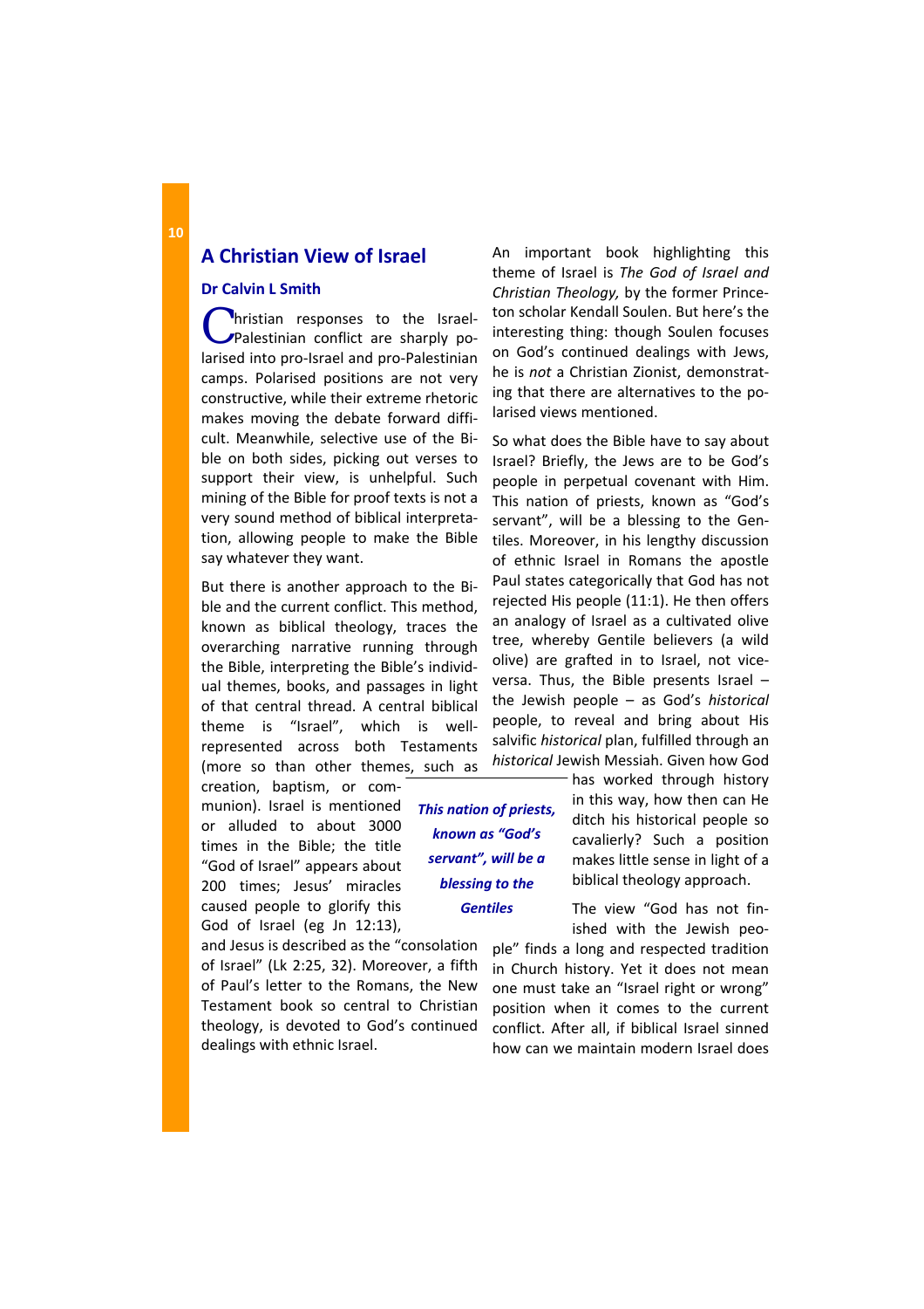# A Christian View of Israel

### Dr Calvin L Smith

Christian responses to the Israel-Palestinian conflict are sharply polarised into pro-Israel and pro-Palestinian camps. Polarised positions are not very constructive, while their extreme rhetoric makes moving the debate forward difficult. Meanwhile, selective use of the Bible on both sides, picking out verses to support their view, is unhelpful. Such mining of the Bible for proof texts is not a very sound method of biblical interpretation, allowing people to make the Bible say whatever they want.

But there is another approach to the Bible and the current conflict. This method, known as biblical theology, traces the overarching narrative running through the Bible, interpreting the Bible's individual themes, books, and passages in light of that central thread. A central biblical theme is "Israel", which is well-represented across both Testaments (more so than other themes, such as creation, baptism, or communion). Israel is mentioned or alluded to about 3000 times in the Bible; the title "God of Israel" appears about 200 times; Jesus' miracles caused people to glorify this God of Israel (eg Jn 12:13), and Jesus is described as the "consolation of Israel" (Lk 2:25, 32). Moreover, a fifth of Paul's letter to the Romans, the New Testament book so central to Christian theology, is devoted to God's continued dealings with ethnic Israel.

An important book highlighting this theme of Israel is *The God of Israel and Christian Theology,* by the former Princeton scholar Kendall Soulen. But here's the interesting thing: though Soulen focuses on God's continued dealings with Jews, he is *not* a Christian Zionist, demonstrating that there are alternatives to the polarised views mentioned.

So what does the Bible have to say about Israel? Briefly, the Jews are to be God's people in perpetual covenant with Him. This nation of priests, known as "God's servant", will be a blessing to the Gentiles. Moreover, in his lengthy discussion of ethnic Israel in Romans the apostle Paul states categorically that God has not rejected His people (11:1). He then offers an analogy of Israel as a cultivated olive tree, whereby Gentile believers (a wild olive) are grafted in to Israel, not vice-versa. Thus, the Bible presents Israel – the Jewish people – as God's *historical* people, to reveal and bring about His salvific *historical* plan, fulfilled through an *historical* Jewish Messiah. Given how God has worked through history in this way, how then can He ditch his historical people so cavalierly? Such a position makes little sense in light of a biblical theology approach.

> ***This nation of priests, known as "God's servant", will be a blessing to the Gentiles***

The view "God has not finished with the Jewish people" finds a long and respected tradition in Church history. Yet it does not mean one must take an "Israel right or wrong" position when it comes to the current conflict. After all, if biblical Israel sinned how can we maintain modern Israel does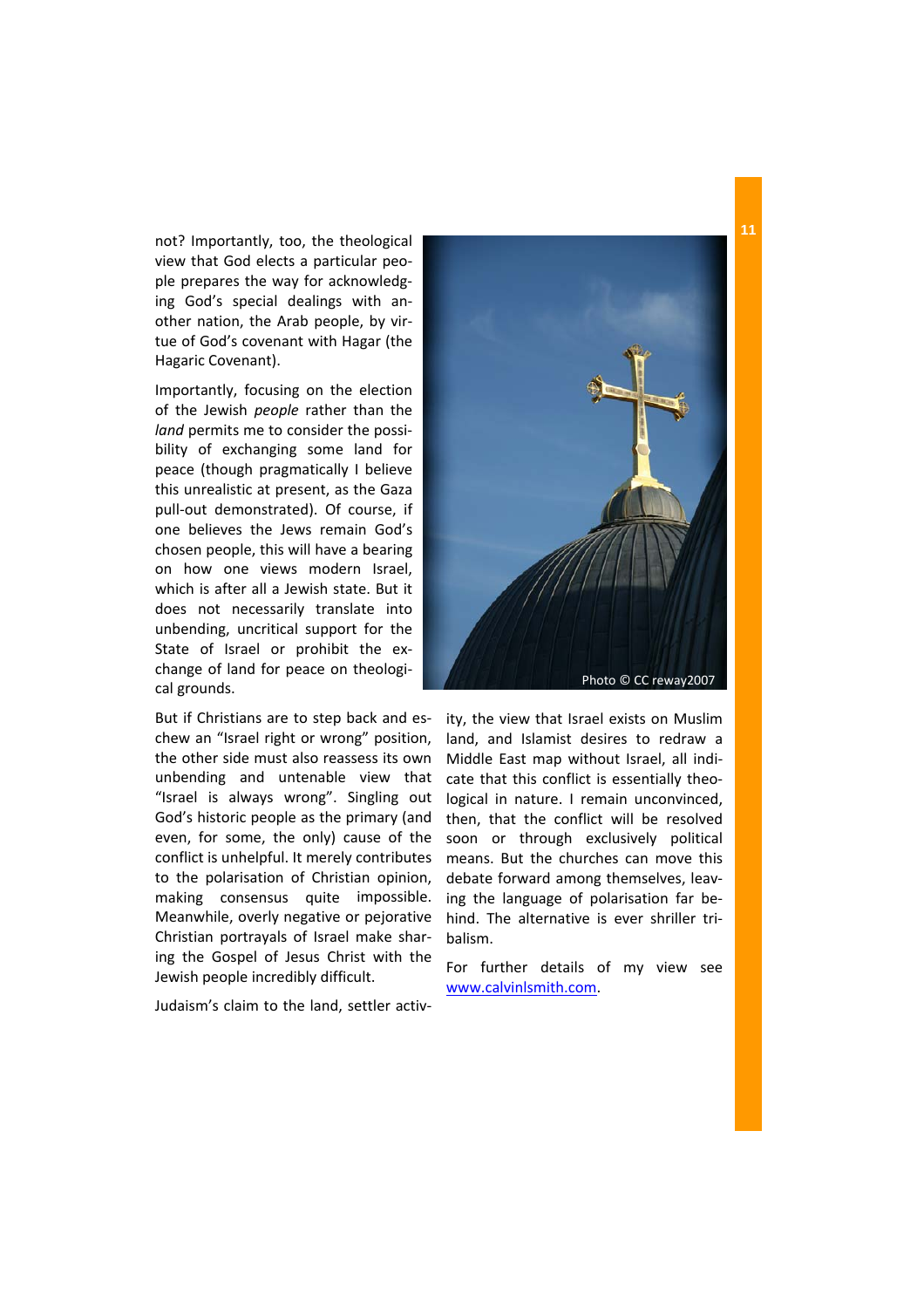not? Importantly, too, the theological view that God elects a particular people prepares the way for acknowledging God's special dealings with another nation, the Arab people, by virtue of God's covenant with Hagar (the Hagaric Covenant).

Importantly, focusing on the election of the Jewish *people* rather than the *land* permits me to consider the possibility of exchanging some land for peace (though pragmatically I believe this unrealistic at present, as the Gaza pull-out demonstrated). Of course, if one believes the Jews remain God's chosen people, this will have a bearing on how one views modern Israel, which is after all a Jewish state. But it does not necessarily translate into unbending, uncritical support for the State of Israel or prohibit the exchange of land for peace on theological grounds.

Photo © CC reway2007

But if Christians are to step back and eschew an "Israel right or wrong" position, the other side must also reassess its own unbending and untenable view that "Israel is always wrong". Singling out God's historic people as the primary (and even, for some, the only) cause of the conflict is unhelpful. It merely contributes to the polarisation of Christian opinion, making consensus quite impossible. Meanwhile, overly negative or pejorative Christian portrayals of Israel make sharing the Gospel of Jesus Christ with the Jewish people incredibly difficult.

Judaism's claim to the land, settler activity, the view that Israel exists on Muslim land, and Islamist desires to redraw a Middle East map without Israel, all indicate that this conflict is essentially theological in nature. I remain unconvinced, then, that the conflict will be resolved soon or through exclusively political means. But the churches can move this debate forward among themselves, leaving the language of polarisation far behind. The alternative is ever shriller tribalism.

For further details of my view see www.calvinlsmith.com.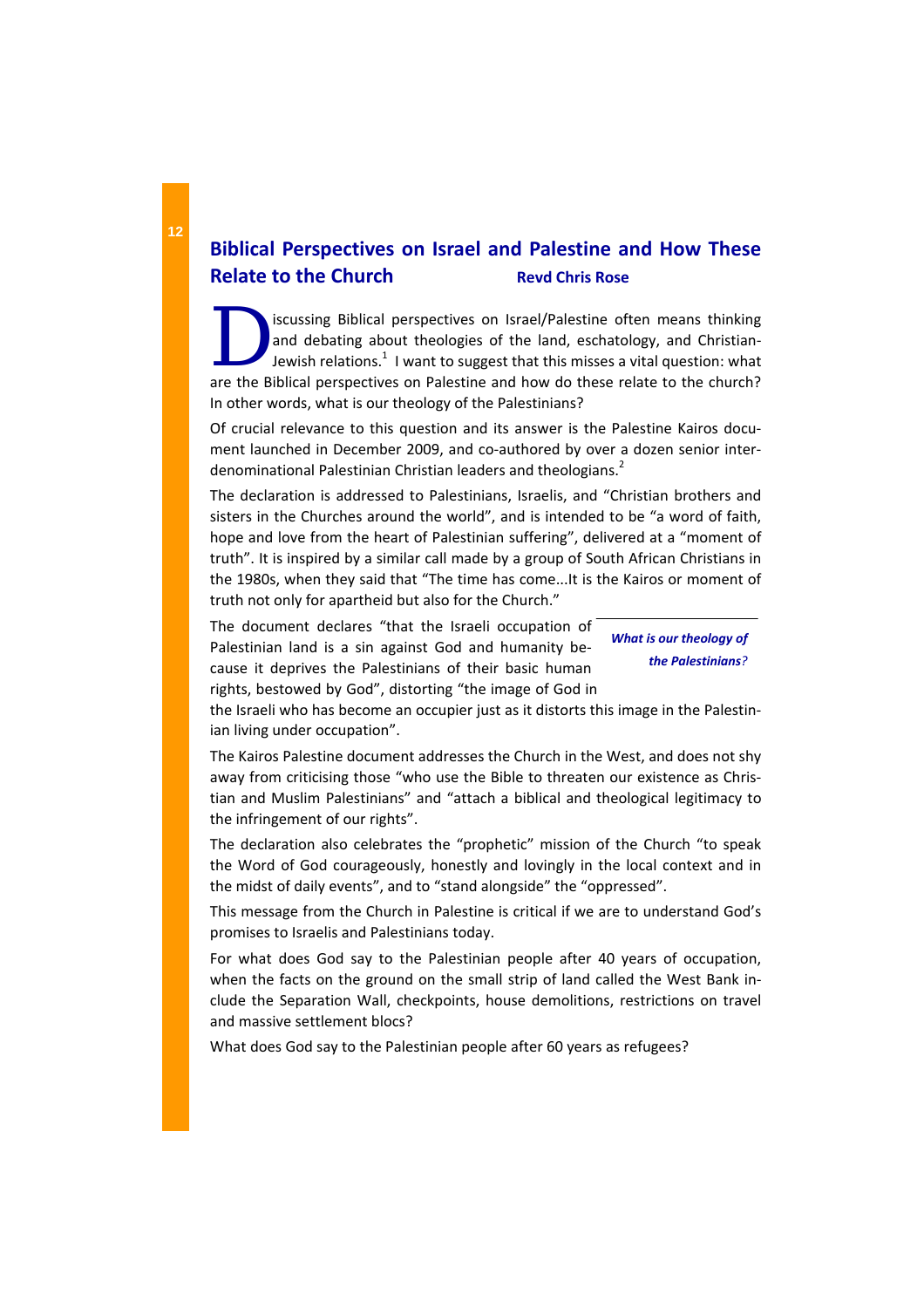# Biblical Perspectives on Israel and Palestine and How These Relate to the Church

**Revd Chris Rose**

Discussing Biblical perspectives on Israel/Palestine often means thinking and debating about theologies of the land, eschatology, and Christian-Jewish relations.[1] I want to suggest that this misses a vital question: what are the Biblical perspectives on Palestine and how do these relate to the church? In other words, what is our theology of the Palestinians?

Of crucial relevance to this question and its answer is the Palestine Kairos document launched in December 2009, and co-authored by over a dozen senior inter-denominational Palestinian Christian leaders and theologians.[2]

The declaration is addressed to Palestinians, Israelis, and "Christian brothers and sisters in the Churches around the world", and is intended to be "a word of faith, hope and love from the heart of Palestinian suffering", delivered at a "moment of truth". It is inspired by a similar call made by a group of South African Christians in the 1980s, when they said that "The time has come...It is the Kairos or moment of truth not only for apartheid but also for the Church."

*What is our theology of the Palestinians?*

The document declares "that the Israeli occupation of Palestinian land is a sin against God and humanity because it deprives the Palestinians of their basic human rights, bestowed by God", distorting "the image of God in the Israeli who has become an occupier just as it distorts this image in the Palestinian living under occupation".

The Kairos Palestine document addresses the Church in the West, and does not shy away from criticising those "who use the Bible to threaten our existence as Christian and Muslim Palestinians" and "attach a biblical and theological legitimacy to the infringement of our rights".

The declaration also celebrates the "prophetic" mission of the Church "to speak the Word of God courageously, honestly and lovingly in the local context and in the midst of daily events", and to "stand alongside" the "oppressed".

This message from the Church in Palestine is critical if we are to understand God's promises to Israelis and Palestinians today.

For what does God say to the Palestinian people after 40 years of occupation, when the facts on the ground on the small strip of land called the West Bank include the Separation Wall, checkpoints, house demolitions, restrictions on travel and massive settlement blocs?

What does God say to the Palestinian people after 60 years as refugees?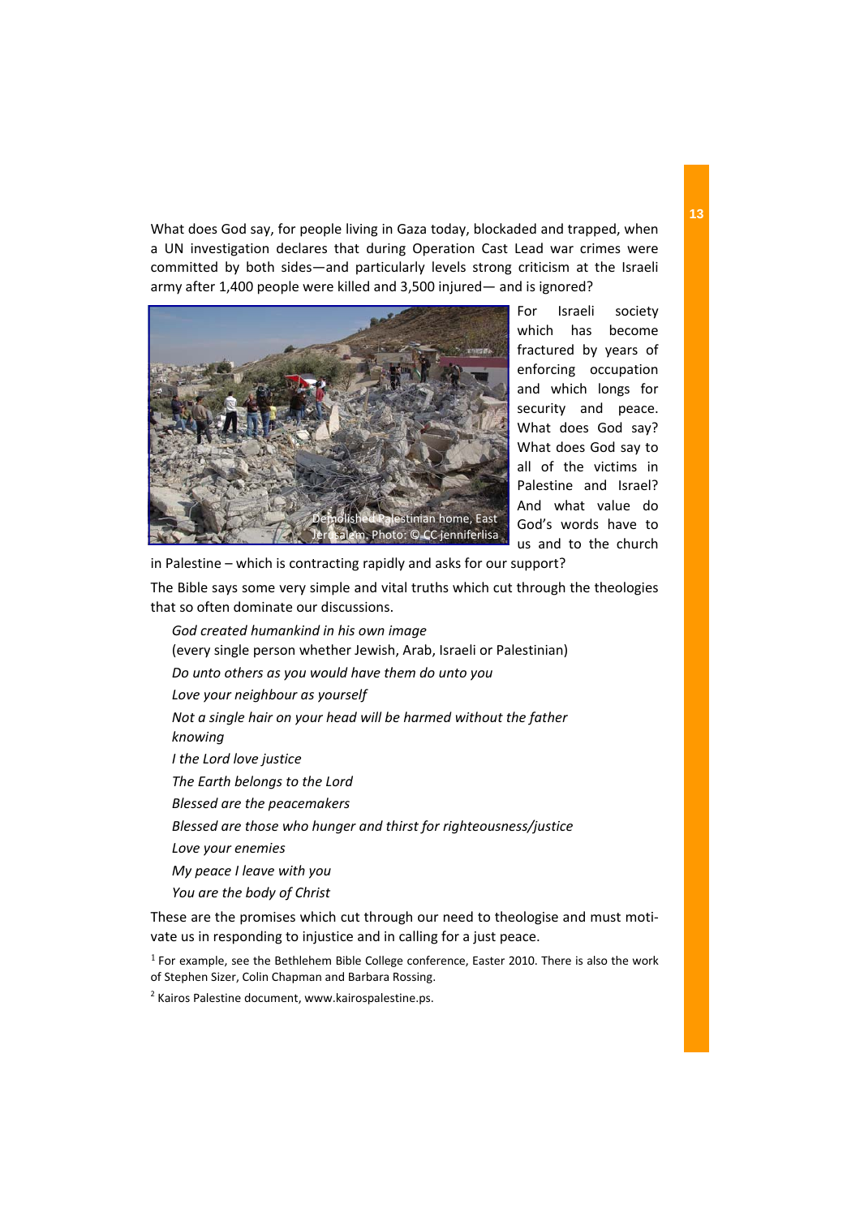What does God say, for people living in Gaza today, blockaded and trapped, when a UN investigation declares that during Operation Cast Lead war crimes were committed by both sides—and particularly levels strong criticism at the Israeli army after 1,400 people were killed and 3,500 injured— and is ignored?

Demolished Palestinian home, East Jerusalem. Photo: © CC jenniferlisa

For Israeli society which has become fractured by years of enforcing occupation and which longs for security and peace. What does God say? What does God say to all of the victims in Palestine and Israel? And what value do God's words have to us and to the church in Palestine – which is contracting rapidly and asks for our support?

The Bible says some very simple and vital truths which cut through the theologies that so often dominate our discussions.

> *God created humankind in his own image*
> (every single person whether Jewish, Arab, Israeli or Palestinian)
> *Do unto others as you would have them do unto you*
> *Love your neighbour as yourself*
> *Not a single hair on your head will be harmed without the father knowing*
> *I the Lord love justice*
> *The Earth belongs to the Lord*
> *Blessed are the peacemakers*
> *Blessed are those who hunger and thirst for righteousness/justice*
> *Love your enemies*
> *My peace I leave with you*
> *You are the body of Christ*

These are the promises which cut through our need to theologise and must motivate us in responding to injustice and in calling for a just peace.

[1] For example, see the Bethlehem Bible College conference, Easter 2010. There is also the work of Stephen Sizer, Colin Chapman and Barbara Rossing.

[2] Kairos Palestine document, www.kairospalestine.ps.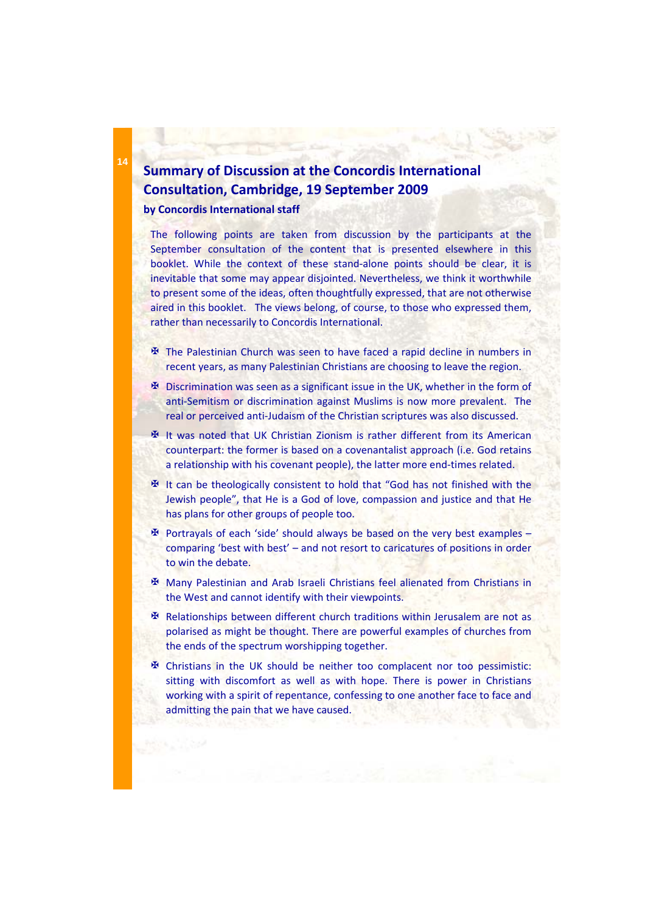## Summary of Discussion at the Concordis International Consultation, Cambridge, 19 September 2009

**by Concordis International staff**

The following points are taken from discussion by the participants at the September consultation of the content that is presented elsewhere in this booklet. While the context of these stand-alone points should be clear, it is inevitable that some may appear disjointed. Nevertheless, we think it worthwhile to present some of the ideas, often thoughtfully expressed, that are not otherwise aired in this booklet. The views belong, of course, to those who expressed them, rather than necessarily to Concordis International.

- The Palestinian Church was seen to have faced a rapid decline in numbers in recent years, as many Palestinian Christians are choosing to leave the region.
- Discrimination was seen as a significant issue in the UK, whether in the form of anti-Semitism or discrimination against Muslims is now more prevalent. The real or perceived anti-Judaism of the Christian scriptures was also discussed.
- It was noted that UK Christian Zionism is rather different from its American counterpart: the former is based on a covenantalist approach (i.e. God retains a relationship with his covenant people), the latter more end-times related.
- It can be theologically consistent to hold that "God has not finished with the Jewish people", that He is a God of love, compassion and justice and that He has plans for other groups of people too.
- Portrayals of each 'side' should always be based on the very best examples – comparing 'best with best' – and not resort to caricatures of positions in order to win the debate.
- Many Palestinian and Arab Israeli Christians feel alienated from Christians in the West and cannot identify with their viewpoints.
- Relationships between different church traditions within Jerusalem are not as polarised as might be thought. There are powerful examples of churches from the ends of the spectrum worshipping together.
- Christians in the UK should be neither too complacent nor too pessimistic: sitting with discomfort as well as with hope. There is power in Christians working with a spirit of repentance, confessing to one another face to face and admitting the pain that we have caused.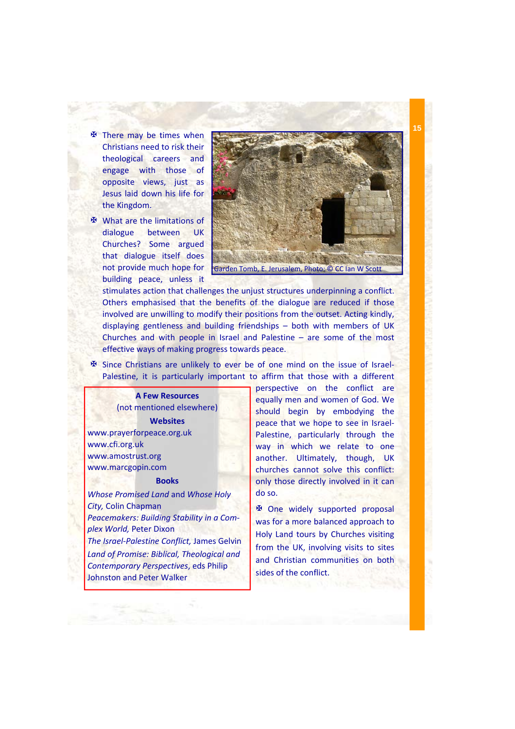- There may be times when Christians need to risk their theological careers and engage with those of opposite views, just as Jesus laid down his life for the Kingdom.

- What are the limitations of dialogue between UK Churches? Some argued that dialogue itself does not provide much hope for building peace, unless it stimulates action that challenges the unjust structures underpinning a conflict. Others emphasised that the benefits of the dialogue are reduced if those involved are unwilling to modify their positions from the outset. Acting kindly, displaying gentleness and building friendships – both with members of UK Churches and with people in Israel and Palestine – are some of the most effective ways of making progress towards peace.

Garden Tomb, E. Jerusalem, Photo: © CC Ian W Scott

- Since Christians are unlikely to ever be of one mind on the issue of Israel-Palestine, it is particularly important to affirm that those with a different perspective on the conflict are equally men and women of God. We should begin by embodying the peace that we hope to see in Israel-Palestine, particularly through the way in which we relate to one another. Ultimately, though, UK churches cannot solve this conflict: only those directly involved in it can do so.

- One widely supported proposal was for a more balanced approach to Holy Land tours by Churches visiting from the UK, involving visits to sites and Christian communities on both sides of the conflict.

**A Few Resources**
(not mentioned elsewhere)

**Websites**

www.prayerforpeace.org.uk
www.cfi.org.uk
www.amostrust.org
www.marcgopin.com

**Books**

*Whose Promised Land* and *Whose Holy City,* Colin Chapman
*Peacemakers: Building Stability in a Complex World,* Peter Dixon
*The Israel-Palestine Conflict,* James Gelvin
*Land of Promise: Biblical, Theological and Contemporary Perspectives*, eds Philip Johnston and Peter Walker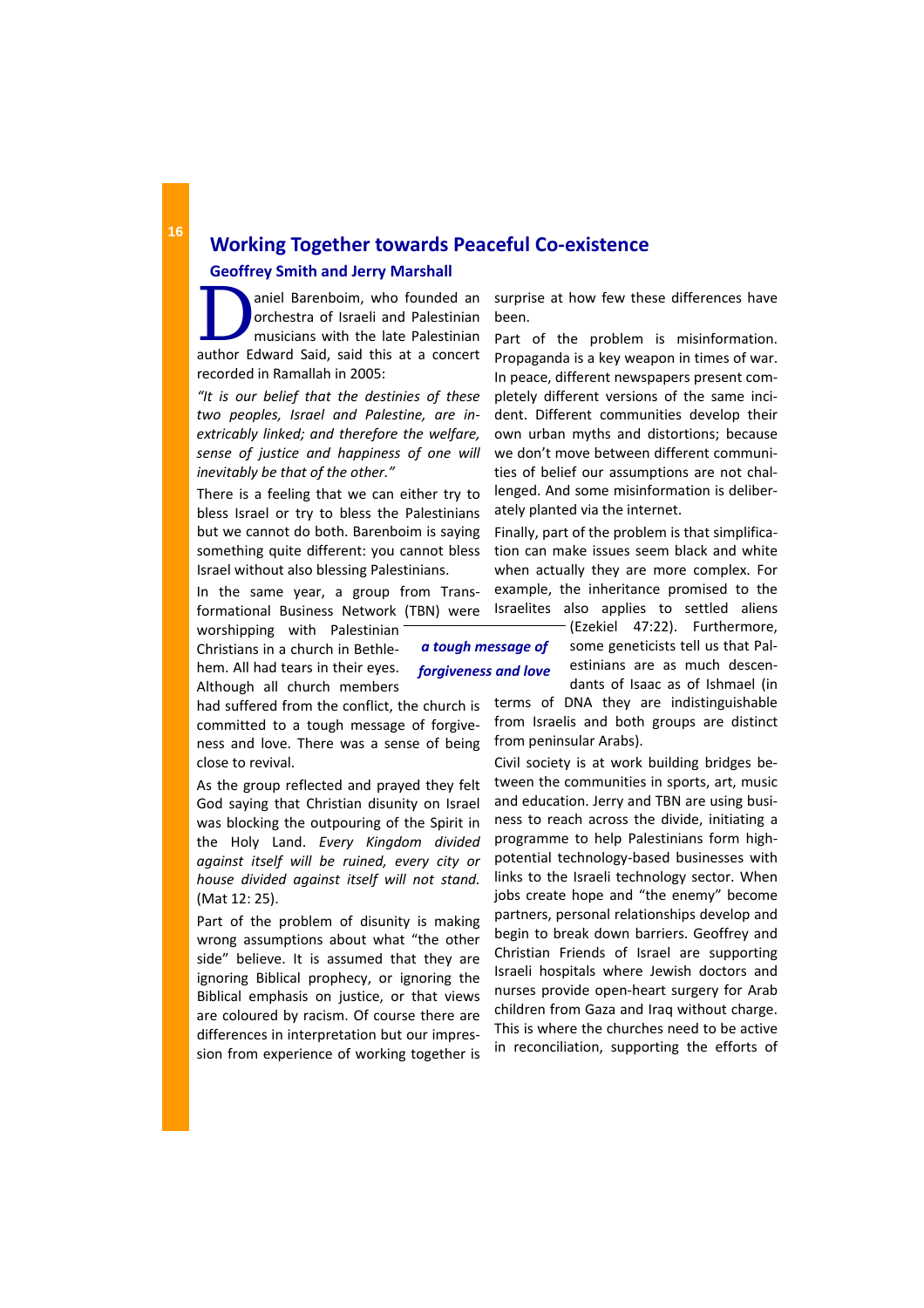## Working Together towards Peaceful Co-existence

### Geoffrey Smith and Jerry Marshall

Daniel Barenboim, who founded an orchestra of Israeli and Palestinian musicians with the late Palestinian author Edward Said, said this at a concert recorded in Ramallah in 2005:

*"It is our belief that the destinies of these two peoples, Israel and Palestine, are inextricably linked; and therefore the welfare, sense of justice and happiness of one will inevitably be that of the other."*

There is a feeling that we can either try to bless Israel or try to bless the Palestinians but we cannot do both. Barenboim is saying something quite different: you cannot bless Israel without also blessing Palestinians.

In the same year, a group from Transformational Business Network (TBN) were worshipping with Palestinian Christians in a church in Bethlehem. All had tears in their eyes. Although all church members had suffered from the conflict, the church is committed to a tough message of forgiveness and love. There was a sense of being close to revival.

> ***a tough message of forgiveness and love***

As the group reflected and prayed they felt God saying that Christian disunity on Israel was blocking the outpouring of the Spirit in the Holy Land. *Every Kingdom divided against itself will be ruined, every city or house divided against itself will not stand.* (Mat 12: 25).

Part of the problem of disunity is making wrong assumptions about what "the other side" believe. It is assumed that they are ignoring Biblical prophecy, or ignoring the Biblical emphasis on justice, or that views are coloured by racism. Of course there are differences in interpretation but our impression from experience of working together is surprise at how few these differences have been.

Part of the problem is misinformation. Propaganda is a key weapon in times of war. In peace, different newspapers present completely different versions of the same incident. Different communities develop their own urban myths and distortions; because we don't move between different communities of belief our assumptions are not challenged. And some misinformation is deliberately planted via the internet.

Finally, part of the problem is that simplification can make issues seem black and white when actually they are more complex. For example, the inheritance promised to the Israelites also applies to settled aliens (Ezekiel 47:22). Furthermore, some geneticists tell us that Palestinians are as much descendants of Isaac as of Ishmael (in terms of DNA they are indistinguishable from Israelis and both groups are distinct from peninsular Arabs).

Civil society is at work building bridges between the communities in sports, art, music and education. Jerry and TBN are using business to reach across the divide, initiating a programme to help Palestinians form high-potential technology-based businesses with links to the Israeli technology sector. When jobs create hope and "the enemy" become partners, personal relationships develop and begin to break down barriers. Geoffrey and Christian Friends of Israel are supporting Israeli hospitals where Jewish doctors and nurses provide open-heart surgery for Arab children from Gaza and Iraq without charge. This is where the churches need to be active in reconciliation, supporting the efforts of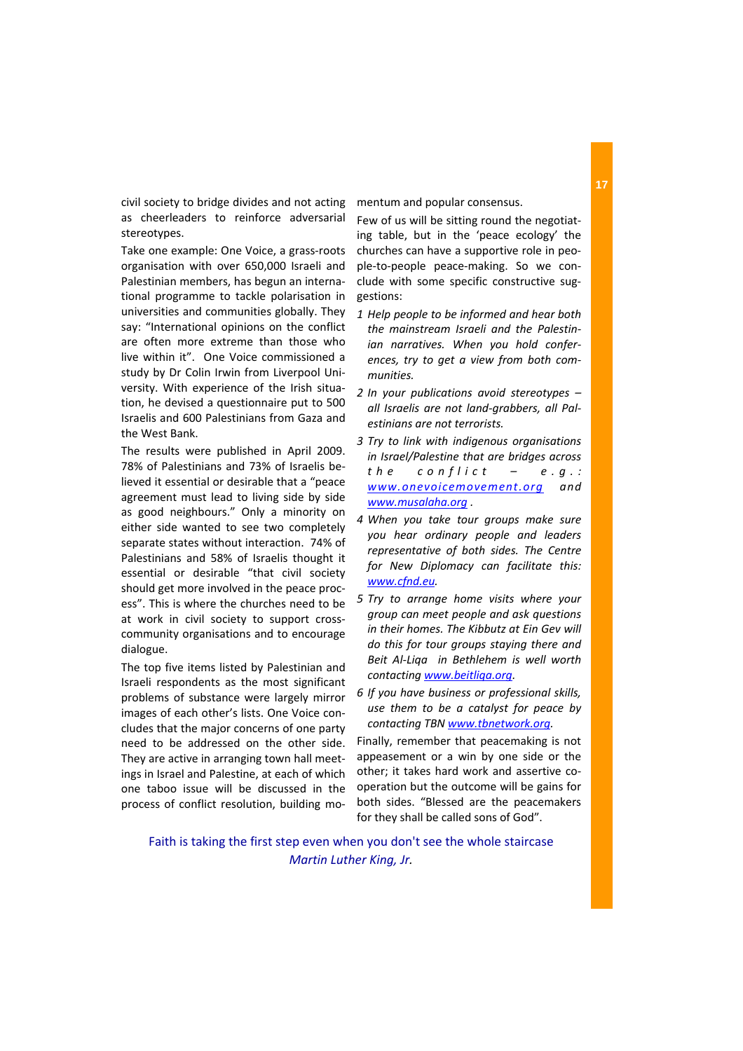civil society to bridge divides and not acting as cheerleaders to reinforce adversarial stereotypes.

Take one example: One Voice, a grass-roots organisation with over 650,000 Israeli and Palestinian members, has begun an international programme to tackle polarisation in universities and communities globally. They say: "International opinions on the conflict are often more extreme than those who live within it". One Voice commissioned a study by Dr Colin Irwin from Liverpool University. With experience of the Irish situation, he devised a questionnaire put to 500 Israelis and 600 Palestinians from Gaza and the West Bank.

The results were published in April 2009. 78% of Palestinians and 73% of Israelis believed it essential or desirable that a "peace agreement must lead to living side by side as good neighbours." Only a minority on either side wanted to see two completely separate states without interaction. 74% of Palestinians and 58% of Israelis thought it essential or desirable "that civil society should get more involved in the peace process". This is where the churches need to be at work in civil society to support cross-community organisations and to encourage dialogue.

The top five items listed by Palestinian and Israeli respondents as the most significant problems of substance were largely mirror images of each other's lists. One Voice concludes that the major concerns of one party need to be addressed on the other side. They are active in arranging town hall meetings in Israel and Palestine, at each of which one taboo issue will be discussed in the process of conflict resolution, building momentum and popular consensus.

Few of us will be sitting round the negotiating table, but in the 'peace ecology' the churches can have a supportive role in people-to-people peace-making. So we conclude with some specific constructive suggestions:

1. *Help people to be informed and hear both the mainstream Israeli and the Palestinian narratives. When you hold conferences, try to get a view from both communities.*
2. *In your publications avoid stereotypes – all Israelis are not land-grabbers, all Palestinians are not terrorists.*
3. *Try to link with indigenous organisations in Israel/Palestine that are bridges across the conflict – e.g.: www.onevoicemovement.org and www.musalaha.org .*
4. *When you take tour groups make sure you hear ordinary people and leaders representative of both sides. The Centre for New Diplomacy can facilitate this: www.cfnd.eu.*
5. *Try to arrange home visits where your group can meet people and ask questions in their homes. The Kibbutz at Ein Gev will do this for tour groups staying there and Beit Al-Liqa in Bethlehem is well worth contacting www.beitliqa.org.*
6. *If you have business or professional skills, use them to be a catalyst for peace by contacting TBN www.tbnetwork.org.*

Finally, remember that peacemaking is not appeasement or a win by one side or the other; it takes hard work and assertive cooperation but the outcome will be gains for both sides. "Blessed are the peacemakers for they shall be called sons of God".

Faith is taking the first step even when you don't see the whole staircase
*Martin Luther King, Jr.*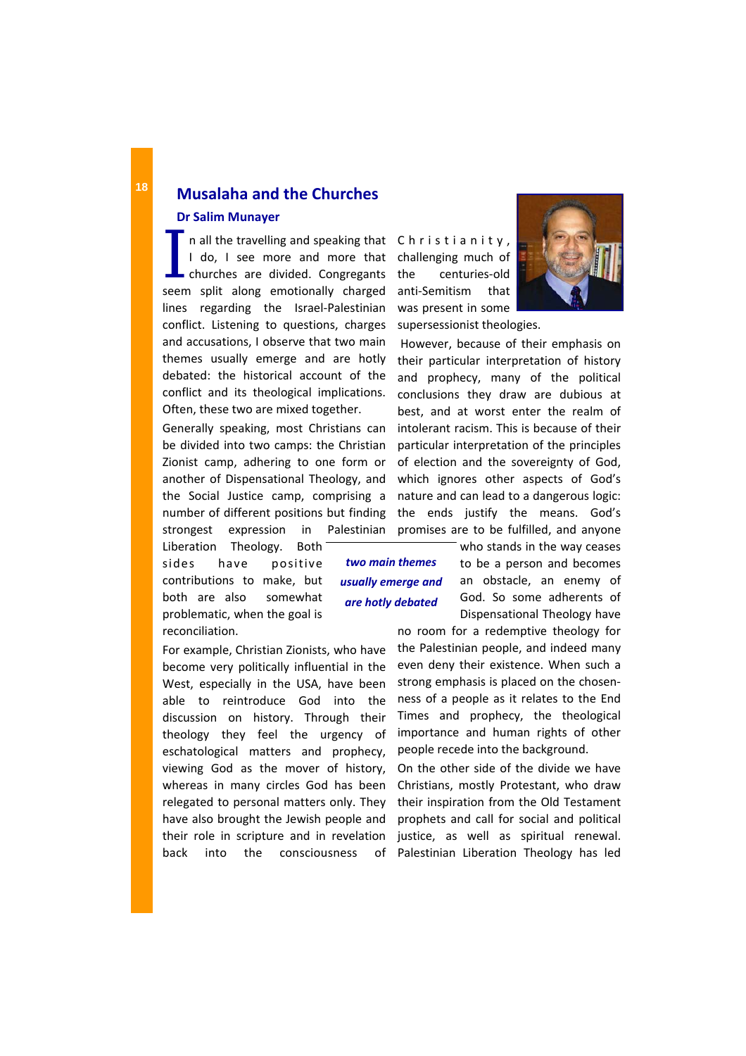## Musalaha and the Churches

### Dr Salim Munayer

In all the travelling and speaking that I do, I see more and more that churches are divided. Congregants seem split along emotionally charged lines regarding the Israel-Palestinian conflict. Listening to questions, charges and accusations, I observe that two main themes usually emerge and are hotly debated: the historical account of the conflict and its theological implications. Often, these two are mixed together.

Generally speaking, most Christians can be divided into two camps: the Christian Zionist camp, adhering to one form or another of Dispensational Theology, and the Social Justice camp, comprising a number of different positions but finding strongest expression in Palestinian Liberation Theology. Both sides have positive contributions to make, but both are also somewhat problematic, when the goal is reconciliation.

> *two main themes usually emerge and are hotly debated*

For example, Christian Zionists, who have become very politically influential in the West, especially in the USA, have been able to reintroduce God into the discussion on history. Through their theology they feel the urgency of eschatological matters and prophecy, viewing God as the mover of history, whereas in many circles God has been relegated to personal matters only. They have also brought the Jewish people and their role in scripture and in revelation back into the consciousness of Christianity, challenging much of the centuries-old anti-Semitism that was present in some supersessionist theologies.

However, because of their emphasis on their particular interpretation of history and prophecy, many of the political conclusions they draw are dubious at best, and at worst enter the realm of intolerant racism. This is because of their particular interpretation of the principles of election and the sovereignty of God, which ignores other aspects of God's nature and can lead to a dangerous logic: the ends justify the means. God's promises are to be fulfilled, and anyone who stands in the way ceases to be a person and becomes an obstacle, an enemy of God. So some adherents of Dispensational Theology have no room for a redemptive theology for the Palestinian people, and indeed many even deny their existence. When such a strong emphasis is placed on the chosenness of a people as it relates to the End Times and prophecy, the theological importance and human rights of other people recede into the background.

On the other side of the divide we have Christians, mostly Protestant, who draw their inspiration from the Old Testament prophets and call for social and political justice, as well as spiritual renewal. Palestinian Liberation Theology has led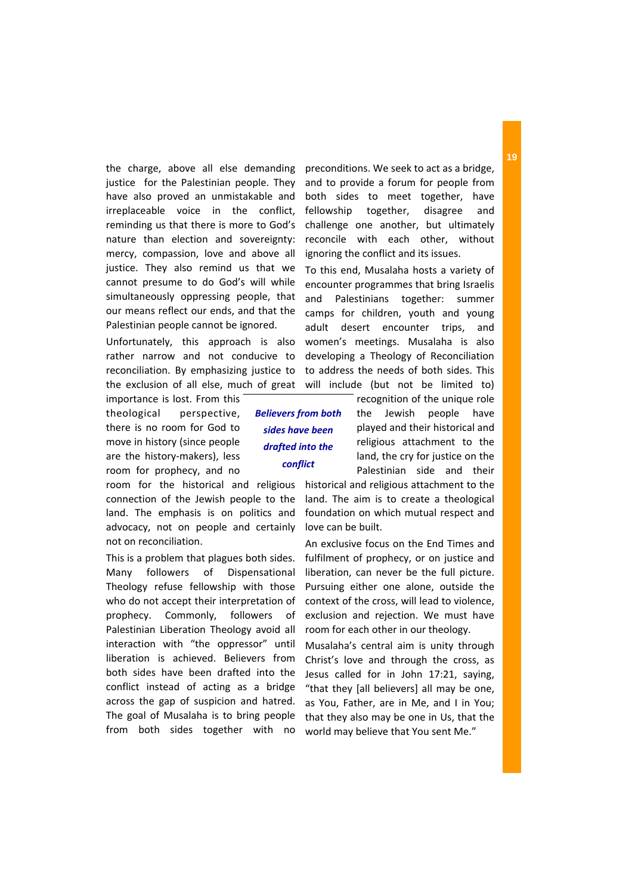the charge, above all else demanding justice for the Palestinian people. They have also proved an unmistakable and irreplaceable voice in the conflict, reminding us that there is more to God's nature than election and sovereignty: mercy, compassion, love and above all justice. They also remind us that we cannot presume to do God's will while simultaneously oppressing people, that our means reflect our ends, and that the Palestinian people cannot be ignored.

Unfortunately, this approach is also rather narrow and not conducive to reconciliation. By emphasizing justice to the exclusion of all else, much of great importance is lost. From this theological perspective, there is no room for God to move in history (since people are the history-makers), less room for prophecy, and no room for the historical and religious connection of the Jewish people to the land. The emphasis is on politics and advocacy, not on people and certainly not on reconciliation.

This is a problem that plagues both sides. Many followers of Dispensational Theology refuse fellowship with those who do not accept their interpretation of prophecy. Commonly, followers of Palestinian Liberation Theology avoid all interaction with "the oppressor" until liberation is achieved. Believers from both sides have been drafted into the conflict instead of acting as a bridge across the gap of suspicion and hatred. The goal of Musalaha is to bring people from both sides together with no preconditions. We seek to act as a bridge, and to provide a forum for people from both sides to meet together, have fellowship together, disagree and challenge one another, but ultimately reconcile with each other, without ignoring the conflict and its issues.

> ***Believers from both sides have been drafted into the conflict***

To this end, Musalaha hosts a variety of encounter programmes that bring Israelis and Palestinians together: summer camps for children, youth and young adult desert encounter trips, and women's meetings. Musalaha is also developing a Theology of Reconciliation to address the needs of both sides. This will include (but not be limited to) recognition of the unique role the Jewish people have played and their historical and religious attachment to the land, the cry for justice on the Palestinian side and their historical and religious attachment to the land. The aim is to create a theological foundation on which mutual respect and love can be built.

An exclusive focus on the End Times and fulfilment of prophecy, or on justice and liberation, can never be the full picture. Pursuing either one alone, outside the context of the cross, will lead to violence, exclusion and rejection. We must have room for each other in our theology.

Musalaha's central aim is unity through Christ's love and through the cross, as Jesus called for in John 17:21, saying, "that they [all believers] all may be one, as You, Father, are in Me, and I in You; that they also may be one in Us, that the world may believe that You sent Me."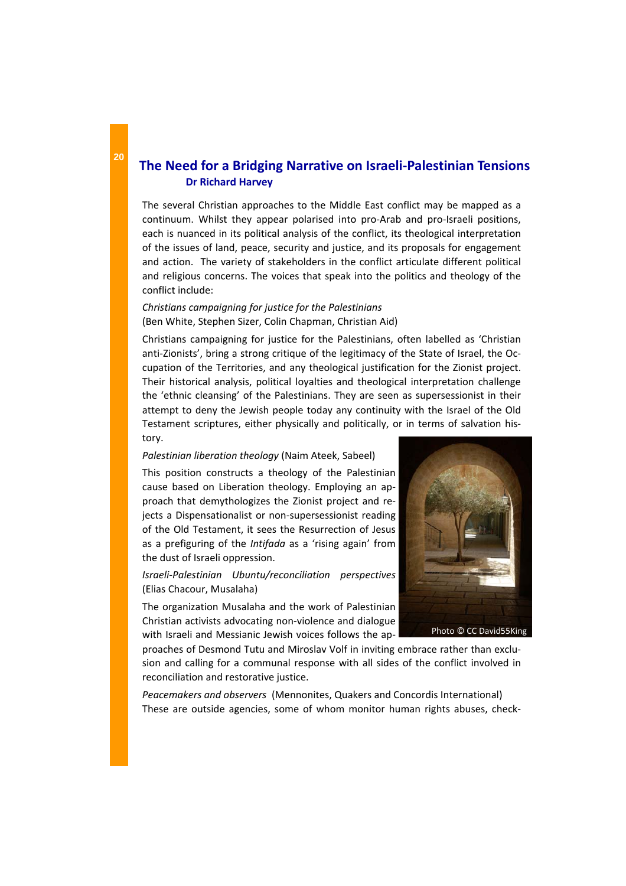## The Need for a Bridging Narrative on Israeli-Palestinian Tensions

**Dr Richard Harvey**

The several Christian approaches to the Middle East conflict may be mapped as a continuum. Whilst they appear polarised into pro-Arab and pro-Israeli positions, each is nuanced in its political analysis of the conflict, its theological interpretation of the issues of land, peace, security and justice, and its proposals for engagement and action. The variety of stakeholders in the conflict articulate different political and religious concerns. The voices that speak into the politics and theology of the conflict include:

*Christians campaigning for justice for the Palestinians*
(Ben White, Stephen Sizer, Colin Chapman, Christian Aid)

Christians campaigning for justice for the Palestinians, often labelled as 'Christian anti-Zionists', bring a strong critique of the legitimacy of the State of Israel, the Occupation of the Territories, and any theological justification for the Zionist project. Their historical analysis, political loyalties and theological interpretation challenge the 'ethnic cleansing' of the Palestinians. They are seen as supersessionist in their attempt to deny the Jewish people today any continuity with the Israel of the Old Testament scriptures, either physically and politically, or in terms of salvation history.

*Palestinian liberation theology* (Naim Ateek, Sabeel)

This position constructs a theology of the Palestinian cause based on Liberation theology. Employing an approach that demythologizes the Zionist project and rejects a Dispensationalist or non-supersessionist reading of the Old Testament, it sees the Resurrection of Jesus as a prefiguring of the *Intifada* as a 'rising again' from the dust of Israeli oppression.

*Israeli-Palestinian Ubuntu/reconciliation perspectives* (Elias Chacour, Musalaha)

The organization Musalaha and the work of Palestinian Christian activists advocating non-violence and dialogue with Israeli and Messianic Jewish voices follows the approaches of Desmond Tutu and Miroslav Volf in inviting embrace rather than exclusion and calling for a communal response with all sides of the conflict involved in reconciliation and restorative justice.

Photo © CC David55King

*Peacemakers and observers* (Mennonites, Quakers and Concordis International)
These are outside agencies, some of whom monitor human rights abuses, check-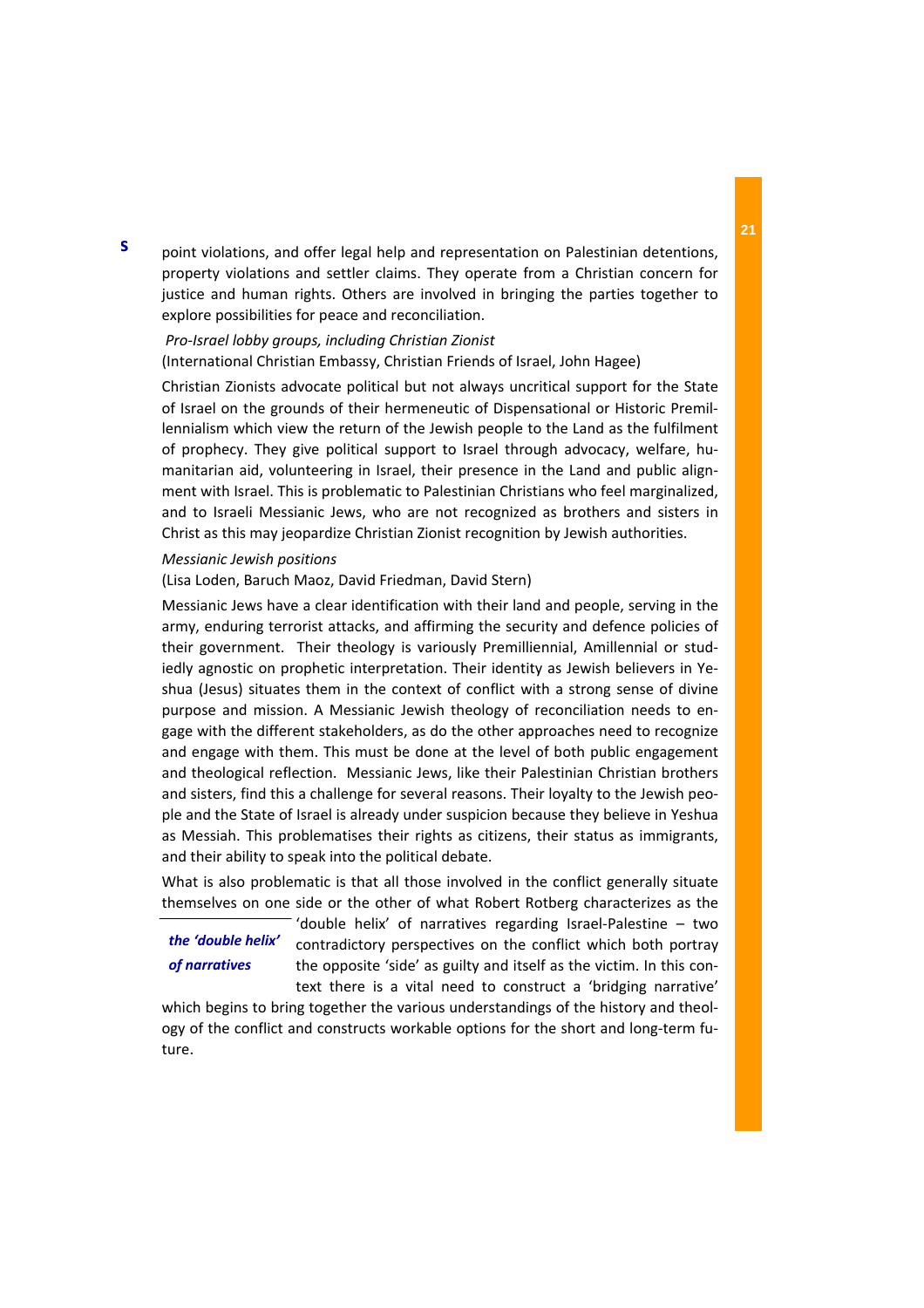point violations, and offer legal help and representation on Palestinian detentions, property violations and settler claims. They operate from a Christian concern for justice and human rights. Others are involved in bringing the parties together to explore possibilities for peace and reconciliation.

*Pro-Israel lobby groups, including Christian Zionist*

(International Christian Embassy, Christian Friends of Israel, John Hagee)

Christian Zionists advocate political but not always uncritical support for the State of Israel on the grounds of their hermeneutic of Dispensational or Historic Premillennialism which view the return of the Jewish people to the Land as the fulfilment of prophecy. They give political support to Israel through advocacy, welfare, humanitarian aid, volunteering in Israel, their presence in the Land and public alignment with Israel. This is problematic to Palestinian Christians who feel marginalized, and to Israeli Messianic Jews, who are not recognized as brothers and sisters in Christ as this may jeopardize Christian Zionist recognition by Jewish authorities.

*Messianic Jewish positions*

(Lisa Loden, Baruch Maoz, David Friedman, David Stern)

Messianic Jews have a clear identification with their land and people, serving in the army, enduring terrorist attacks, and affirming the security and defence policies of their government. Their theology is variously Premilliennial, Amillennial or studiedly agnostic on prophetic interpretation. Their identity as Jewish believers in Yeshua (Jesus) situates them in the context of conflict with a strong sense of divine purpose and mission. A Messianic Jewish theology of reconciliation needs to engage with the different stakeholders, as do the other approaches need to recognize and engage with them. This must be done at the level of both public engagement and theological reflection. Messianic Jews, like their Palestinian Christian brothers and sisters, find this a challenge for several reasons. Their loyalty to the Jewish people and the State of Israel is already under suspicion because they believe in Yeshua as Messiah. This problematises their rights as citizens, their status as immigrants, and their ability to speak into the political debate.

***the 'double helix' of narratives***

What is also problematic is that all those involved in the conflict generally situate themselves on one side or the other of what Robert Rotberg characterizes as the 'double helix' of narratives regarding Israel-Palestine – two contradictory perspectives on the conflict which both portray the opposite 'side' as guilty and itself as the victim. In this context there is a vital need to construct a 'bridging narrative' which begins to bring together the various understandings of the history and theology of the conflict and constructs workable options for the short and long-term future.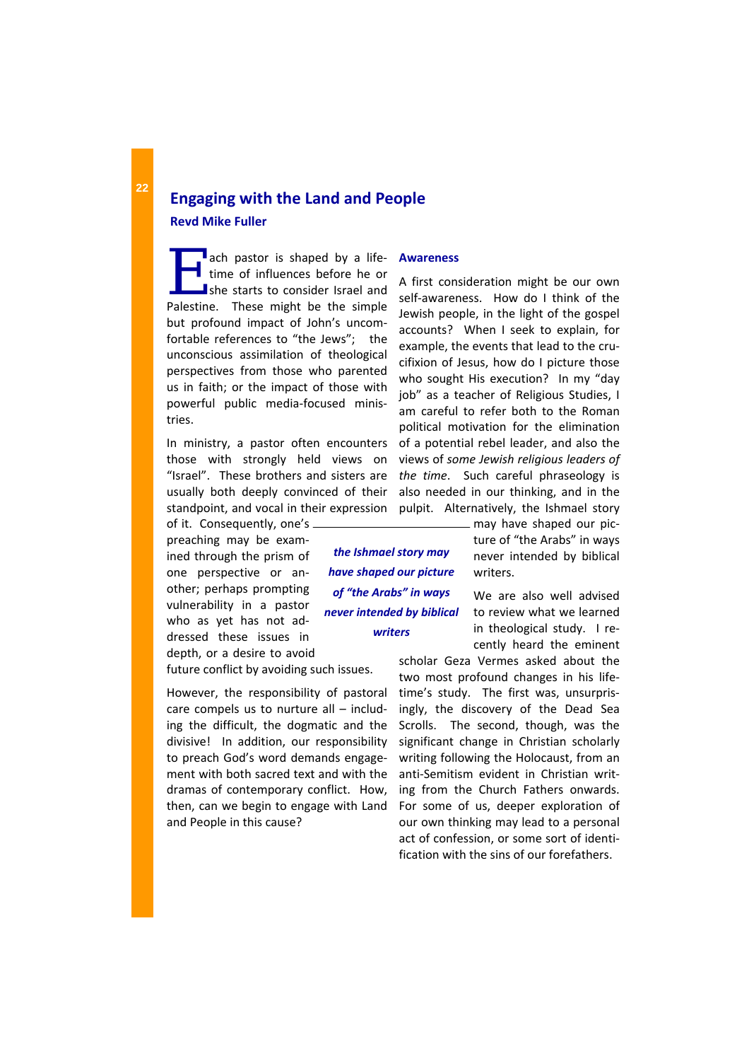## Engaging with the Land and People

**Revd Mike Fuller**

Each pastor is shaped by a lifetime of influences before he or she starts to consider Israel and Palestine. These might be the simple but profound impact of John's uncomfortable references to "the Jews"; the unconscious assimilation of theological perspectives from those who parented us in faith; or the impact of those with powerful public media-focused ministries.

In ministry, a pastor often encounters those with strongly held views on "Israel". These brothers and sisters are usually both deeply convinced of their standpoint, and vocal in their expression of it. Consequently, one's preaching may be examined through the prism of one perspective or another; perhaps prompting vulnerability in a pastor who as yet has not addressed these issues in depth, or a desire to avoid future conflict by avoiding such issues.

However, the responsibility of pastoral care compels us to nurture all – including the difficult, the dogmatic and the divisive! In addition, our responsibility to preach God's word demands engagement with both sacred text and with the dramas of contemporary conflict. How, then, can we begin to engage with Land and People in this cause?

### Awareness

A first consideration might be our own self-awareness. How do I think of the Jewish people, in the light of the gospel accounts? When I seek to explain, for example, the events that lead to the crucifixion of Jesus, how do I picture those who sought His execution? In my "day job" as a teacher of Religious Studies, I am careful to refer both to the Roman political motivation for the elimination of a potential rebel leader, and also the views of *some Jewish religious leaders of the time*. Such careful phraseology is also needed in our thinking, and in the pulpit. Alternatively, the Ishmael story may have shaped our picture of "the Arabs" in ways never intended by biblical writers.

> ***the Ishmael story may have shaped our picture of "the Arabs" in ways never intended by biblical writers***

We are also well advised to review what we learned in theological study. I recently heard the eminent scholar Geza Vermes asked about the two most profound changes in his lifetime's study. The first was, unsurprisingly, the discovery of the Dead Sea Scrolls. The second, though, was the significant change in Christian scholarly writing following the Holocaust, from an anti-Semitism evident in Christian writing from the Church Fathers onwards. For some of us, deeper exploration of our own thinking may lead to a personal act of confession, or some sort of identification with the sins of our forefathers.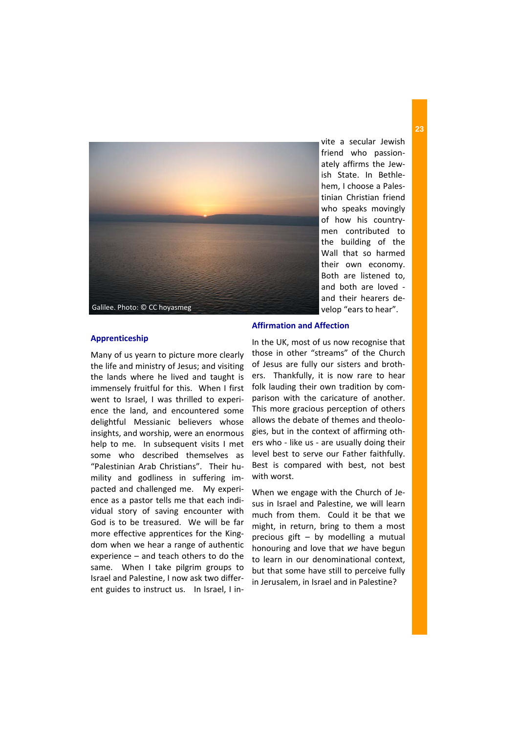Galilee. Photo: © CC hoyasmeg

## Apprenticeship

Many of us yearn to picture more clearly the life and ministry of Jesus; and visiting the lands where he lived and taught is immensely fruitful for this. When I first went to Israel, I was thrilled to experience the land, and encountered some delightful Messianic believers whose insights, and worship, were an enormous help to me. In subsequent visits I met some who described themselves as "Palestinian Arab Christians". Their humility and godliness in suffering impacted and challenged me. My experience as a pastor tells me that each individual story of saving encounter with God is to be treasured. We will be far more effective apprentices for the Kingdom when we hear a range of authentic experience – and teach others to do the same. When I take pilgrim groups to Israel and Palestine, I now ask two different guides to instruct us. In Israel, I invite a secular Jewish friend who passionately affirms the Jewish State. In Bethlehem, I choose a Palestinian Christian friend who speaks movingly of how his countrymen contributed to the building of the Wall that so harmed their own economy. Both are listened to, and both are loved - and their hearers develop "ears to hear".

## Affirmation and Affection

In the UK, most of us now recognise that those in other "streams" of the Church of Jesus are fully our sisters and brothers. Thankfully, it is now rare to hear folk lauding their own tradition by comparison with the caricature of another. This more gracious perception of others allows the debate of themes and theologies, but in the context of affirming others who - like us - are usually doing their level best to serve our Father faithfully. Best is compared with best, not best with worst.

When we engage with the Church of Jesus in Israel and Palestine, we will learn much from them. Could it be that we might, in return, bring to them a most precious gift – by modelling a mutual honouring and love that *we* have begun to learn in our denominational context, but that some have still to perceive fully in Jerusalem, in Israel and in Palestine?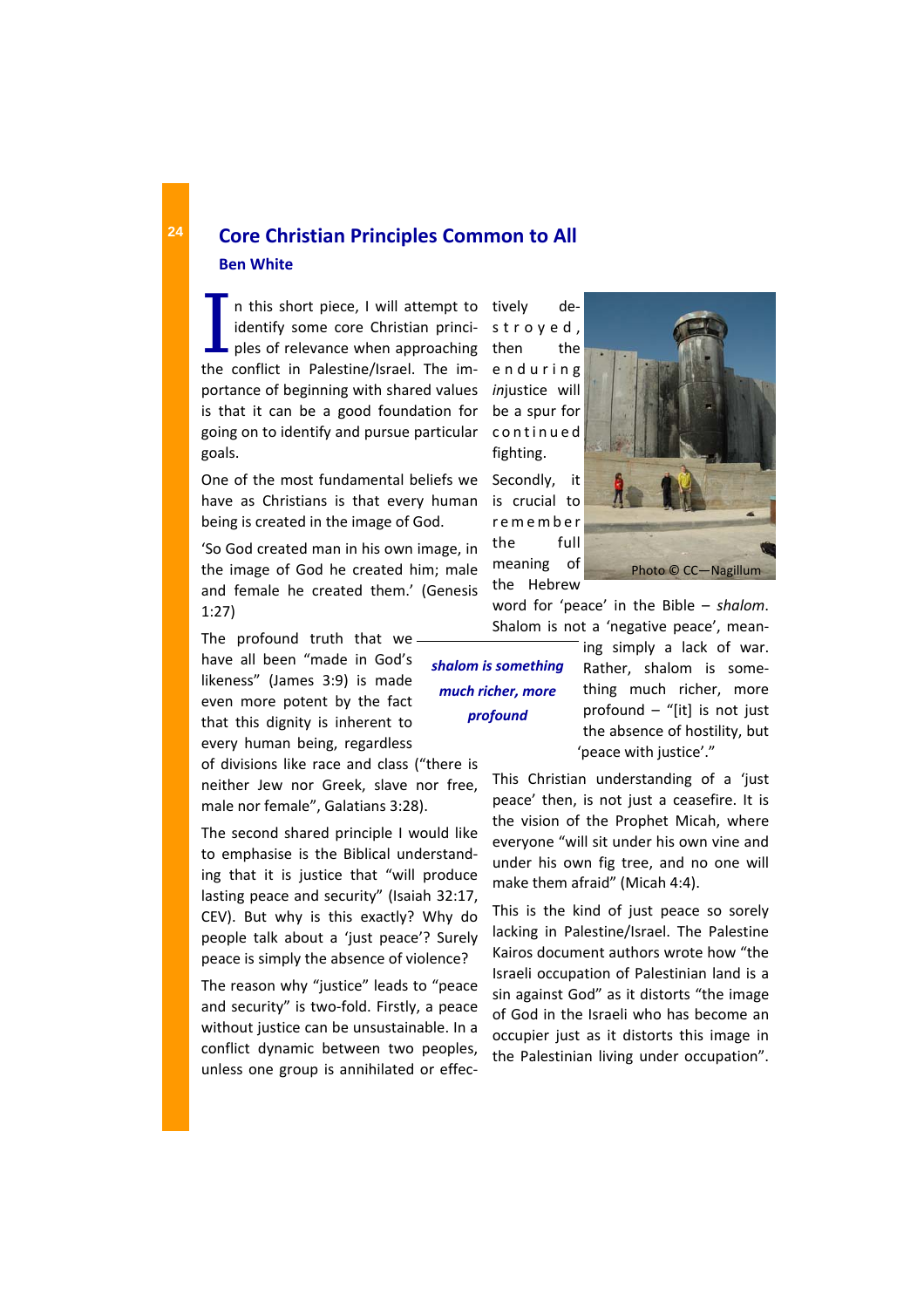## Core Christian Principles Common to All

### Ben White

In this short piece, I will attempt to identify some core Christian principles of relevance when approaching the conflict in Palestine/Israel. The importance of beginning with shared values is that it can be a good foundation for going on to identify and pursue particular goals.

One of the most fundamental beliefs we have as Christians is that every human being is created in the image of God.

'So God created man in his own image, in the image of God he created him; male and female he created them.' (Genesis 1:27)

The profound truth that we have all been "made in God's likeness" (James 3:9) is made even more potent by the fact that this dignity is inherent to every human being, regardless of divisions like race and class ("there is neither Jew nor Greek, slave nor free, male nor female", Galatians 3:28).

The second shared principle I would like to emphasise is the Biblical understanding that it is justice that "will produce lasting peace and security" (Isaiah 32:17, CEV). But why is this exactly? Why do people talk about a 'just peace'? Surely peace is simply the absence of violence?

The reason why "justice" leads to "peace and security" is two-fold. Firstly, a peace without justice can be unsustainable. In a conflict dynamic between two peoples, unless one group is annihilated or effectively destroyed, then the enduring *in*justice will be a spur for continued fighting.

Photo © CC—Nagillum

Secondly, it is crucial to remember the full meaning of the Hebrew word for 'peace' in the Bible – *shalom*. Shalom is not a 'negative peace', meaning simply a lack of war. Rather, shalom is something much richer, more profound – "[it] is not just the absence of hostility, but 'peace with justice'."

*shalom is something much richer, more profound*

This Christian understanding of a 'just peace' then, is not just a ceasefire. It is the vision of the Prophet Micah, where everyone "will sit under his own vine and under his own fig tree, and no one will make them afraid" (Micah 4:4).

This is the kind of just peace so sorely lacking in Palestine/Israel. The Palestine Kairos document authors wrote how "the Israeli occupation of Palestinian land is a sin against God" as it distorts "the image of God in the Israeli who has become an occupier just as it distorts this image in the Palestinian living under occupation".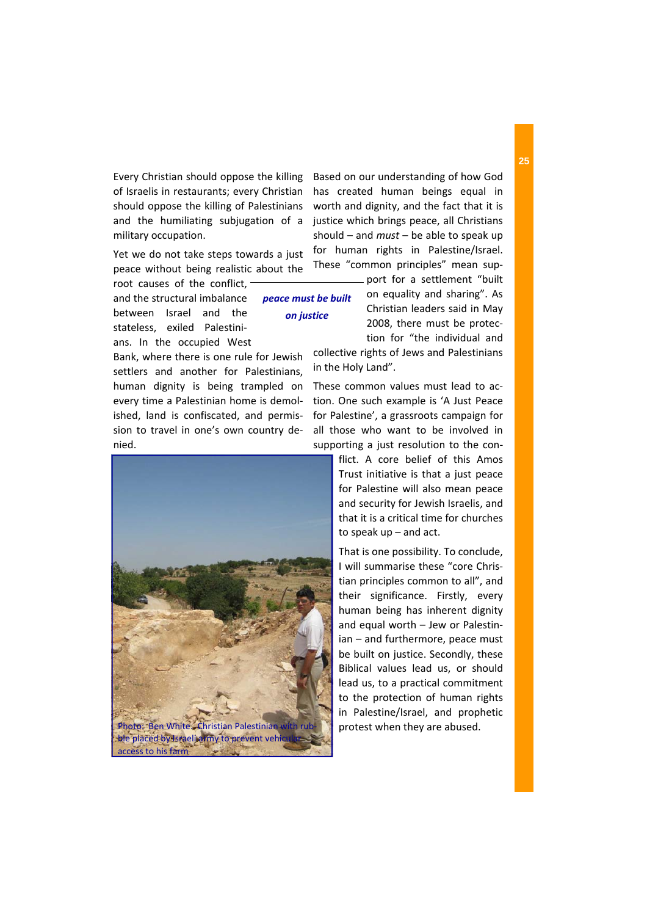Every Christian should oppose the killing of Israelis in restaurants; every Christian should oppose the killing of Palestinians and the humiliating subjugation of a military occupation.

Yet we do not take steps towards a just peace without being realistic about the root causes of the conflict, and the structural imbalance between Israel and the stateless, exiled Palestinians. In the occupied West Bank, where there is one rule for Jewish settlers and another for Palestinians, human dignity is being trampled on every time a Palestinian home is demolished, land is confiscated, and permission to travel in one's own country denied.

***peace must be built on justice***

Photo: Ben White. Christian Palestinian with rubble placed by Israeli army to prevent vehicular access to his farm

Based on our understanding of how God has created human beings equal in worth and dignity, and the fact that it is justice which brings peace, all Christians should – and *must* – be able to speak up for human rights in Palestine/Israel. These "common principles" mean support for a settlement "built on equality and sharing". As Christian leaders said in May 2008, there must be protection for "the individual and collective rights of Jews and Palestinians in the Holy Land".

These common values must lead to action. One such example is 'A Just Peace for Palestine', a grassroots campaign for all those who want to be involved in supporting a just resolution to the conflict. A core belief of this Amos Trust initiative is that a just peace for Palestine will also mean peace and security for Jewish Israelis, and that it is a critical time for churches to speak up – and act.

That is one possibility. To conclude, I will summarise these "core Christian principles common to all", and their significance. Firstly, every human being has inherent dignity and equal worth – Jew or Palestinian – and furthermore, peace must be built on justice. Secondly, these Biblical values lead us, or should lead us, to a practical commitment to the protection of human rights in Palestine/Israel, and prophetic protest when they are abused.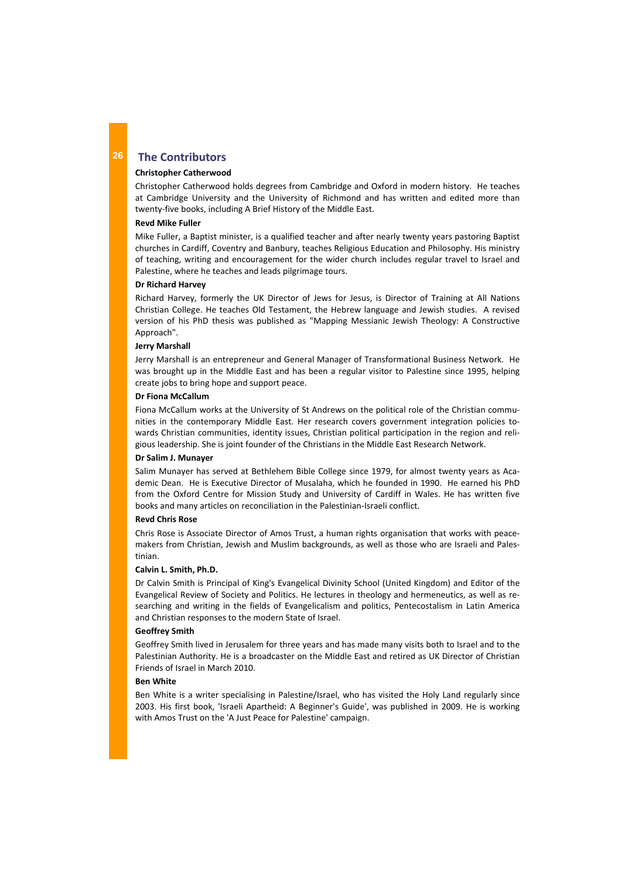## The Contributors

**Christopher Catherwood**

Christopher Catherwood holds degrees from Cambridge and Oxford in modern history. He teaches at Cambridge University and the University of Richmond and has written and edited more than twenty-five books, including A Brief History of the Middle East.

**Revd Mike Fuller**

Mike Fuller, a Baptist minister, is a qualified teacher and after nearly twenty years pastoring Baptist churches in Cardiff, Coventry and Banbury, teaches Religious Education and Philosophy. His ministry of teaching, writing and encouragement for the wider church includes regular travel to Israel and Palestine, where he teaches and leads pilgrimage tours.

**Dr Richard Harvey**

Richard Harvey, formerly the UK Director of Jews for Jesus, is Director of Training at All Nations Christian College. He teaches Old Testament, the Hebrew language and Jewish studies. A revised version of his PhD thesis was published as "Mapping Messianic Jewish Theology: A Constructive Approach".

**Jerry Marshall**

Jerry Marshall is an entrepreneur and General Manager of Transformational Business Network. He was brought up in the Middle East and has been a regular visitor to Palestine since 1995, helping create jobs to bring hope and support peace.

**Dr Fiona McCallum**

Fiona McCallum works at the University of St Andrews on the political role of the Christian communities in the contemporary Middle East. Her research covers government integration policies towards Christian communities, identity issues, Christian political participation in the region and religious leadership. She is joint founder of the Christians in the Middle East Research Network.

**Dr Salim J. Munayer**

Salim Munayer has served at Bethlehem Bible College since 1979, for almost twenty years as Academic Dean. He is Executive Director of Musalaha, which he founded in 1990. He earned his PhD from the Oxford Centre for Mission Study and University of Cardiff in Wales. He has written five books and many articles on reconciliation in the Palestinian-Israeli conflict.

**Revd Chris Rose**

Chris Rose is Associate Director of Amos Trust, a human rights organisation that works with peacemakers from Christian, Jewish and Muslim backgrounds, as well as those who are Israeli and Palestinian.

**Calvin L. Smith, Ph.D.**

Dr Calvin Smith is Principal of King's Evangelical Divinity School (United Kingdom) and Editor of the Evangelical Review of Society and Politics. He lectures in theology and hermeneutics, as well as researching and writing in the fields of Evangelicalism and politics, Pentecostalism in Latin America and Christian responses to the modern State of Israel.

**Geoffrey Smith**

Geoffrey Smith lived in Jerusalem for three years and has made many visits both to Israel and to the Palestinian Authority. He is a broadcaster on the Middle East and retired as UK Director of Christian Friends of Israel in March 2010.

**Ben White**

Ben White is a writer specialising in Palestine/Israel, who has visited the Holy Land regularly since 2003. His first book, 'Israeli Apartheid: A Beginner's Guide', was published in 2009. He is working with Amos Trust on the 'A Just Peace for Palestine' campaign.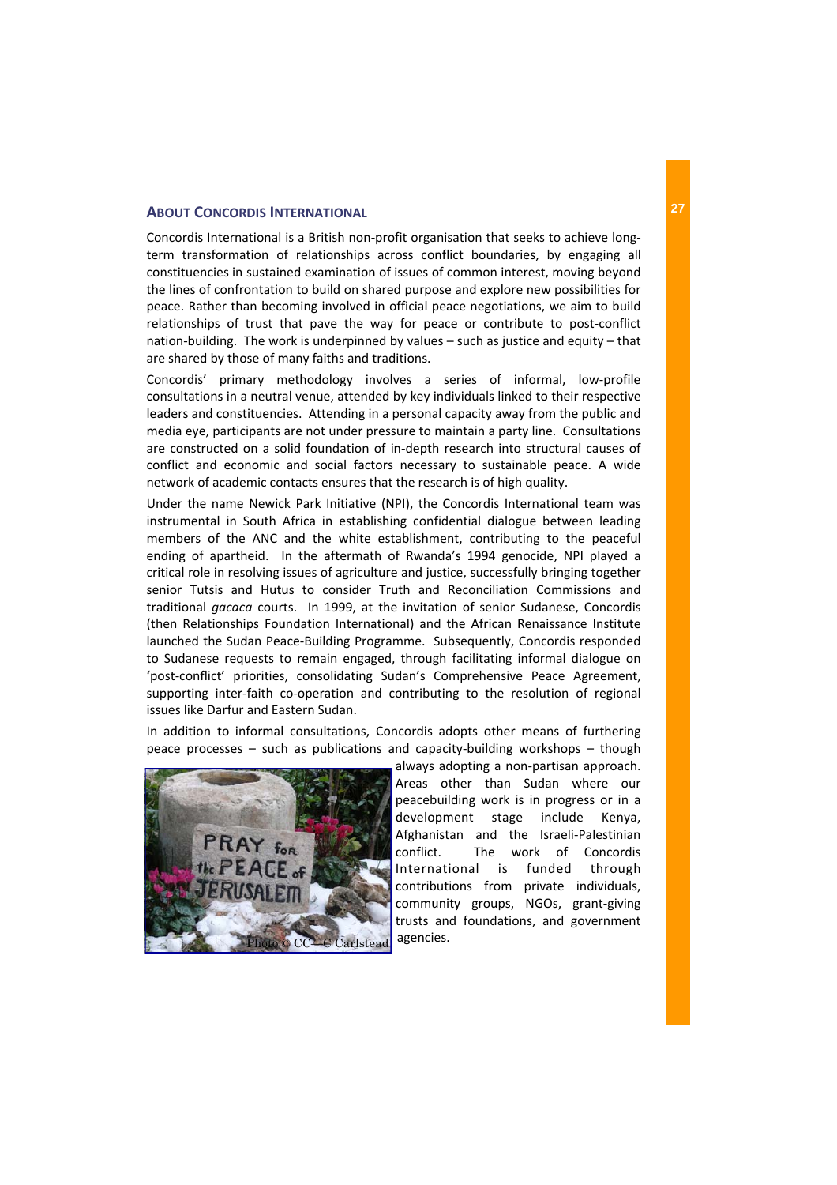## About Concordis International

Concordis International is a British non-profit organisation that seeks to achieve long-term transformation of relationships across conflict boundaries, by engaging all constituencies in sustained examination of issues of common interest, moving beyond the lines of confrontation to build on shared purpose and explore new possibilities for peace. Rather than becoming involved in official peace negotiations, we aim to build relationships of trust that pave the way for peace or contribute to post-conflict nation-building. The work is underpinned by values – such as justice and equity – that are shared by those of many faiths and traditions.

Concordis' primary methodology involves a series of informal, low-profile consultations in a neutral venue, attended by key individuals linked to their respective leaders and constituencies. Attending in a personal capacity away from the public and media eye, participants are not under pressure to maintain a party line. Consultations are constructed on a solid foundation of in-depth research into structural causes of conflict and economic and social factors necessary to sustainable peace. A wide network of academic contacts ensures that the research is of high quality.

Under the name Newick Park Initiative (NPI), the Concordis International team was instrumental in South Africa in establishing confidential dialogue between leading members of the ANC and the white establishment, contributing to the peaceful ending of apartheid. In the aftermath of Rwanda's 1994 genocide, NPI played a critical role in resolving issues of agriculture and justice, successfully bringing together senior Tutsis and Hutus to consider Truth and Reconciliation Commissions and traditional *gacaca* courts. In 1999, at the invitation of senior Sudanese, Concordis (then Relationships Foundation International) and the African Renaissance Institute launched the Sudan Peace-Building Programme. Subsequently, Concordis responded to Sudanese requests to remain engaged, through facilitating informal dialogue on 'post-conflict' priorities, consolidating Sudan's Comprehensive Peace Agreement, supporting inter-faith co-operation and contributing to the resolution of regional issues like Darfur and Eastern Sudan.

In addition to informal consultations, Concordis adopts other means of furthering peace processes – such as publications and capacity-building workshops – though always adopting a non-partisan approach. Areas other than Sudan where our peacebuilding work is in progress or in a development stage include Kenya, Afghanistan and the Israeli-Palestinian conflict. The work of Concordis International is funded through contributions from private individuals, community groups, NGOs, grant-giving trusts and foundations, and government agencies.

Photo © CC—C Carlstead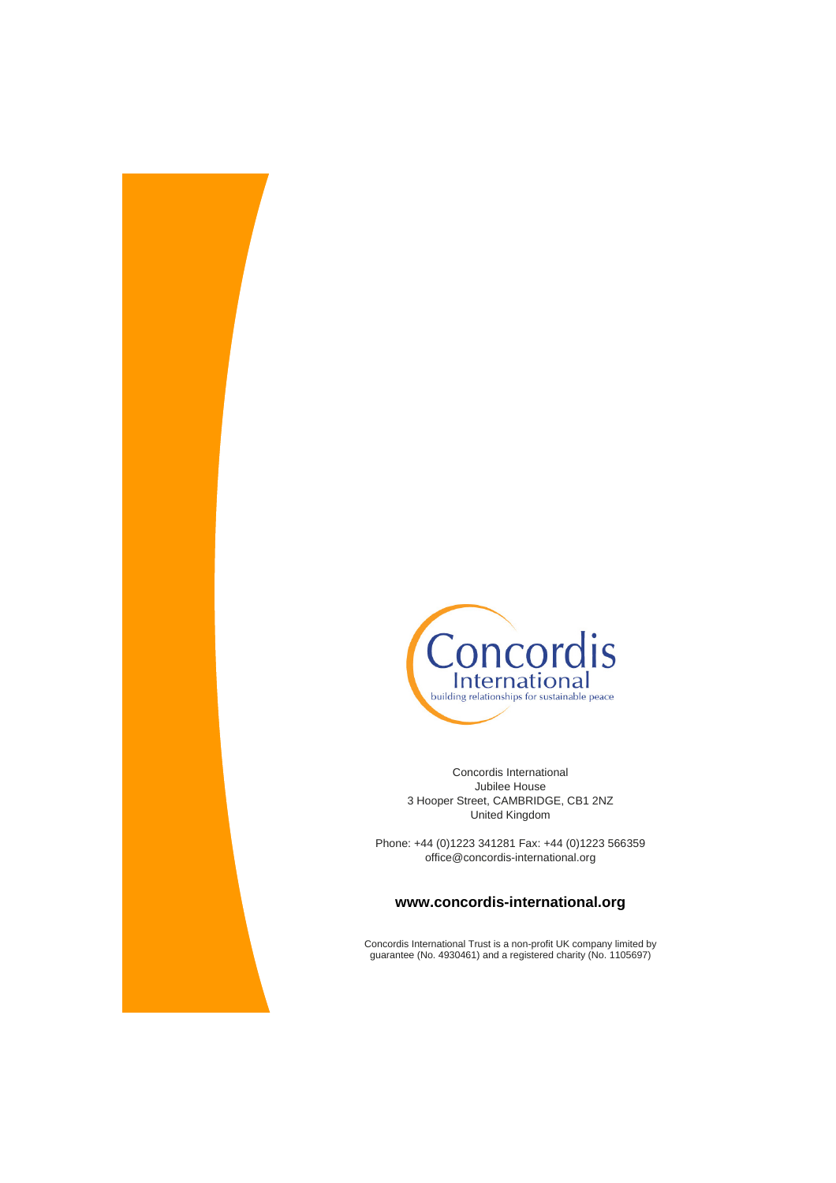Concordis
International
building relationships for sustainable peace

Concordis International
Jubilee House
3 Hooper Street, CAMBRIDGE, CB1 2NZ
United Kingdom

Phone: +44 (0)1223 341281 Fax: +44 (0)1223 566359
office@concordis-international.org

**www.concordis-international.org**

Concordis International Trust is a non-profit UK company limited by guarantee (No. 4930461) and a registered charity (No. 1105697)